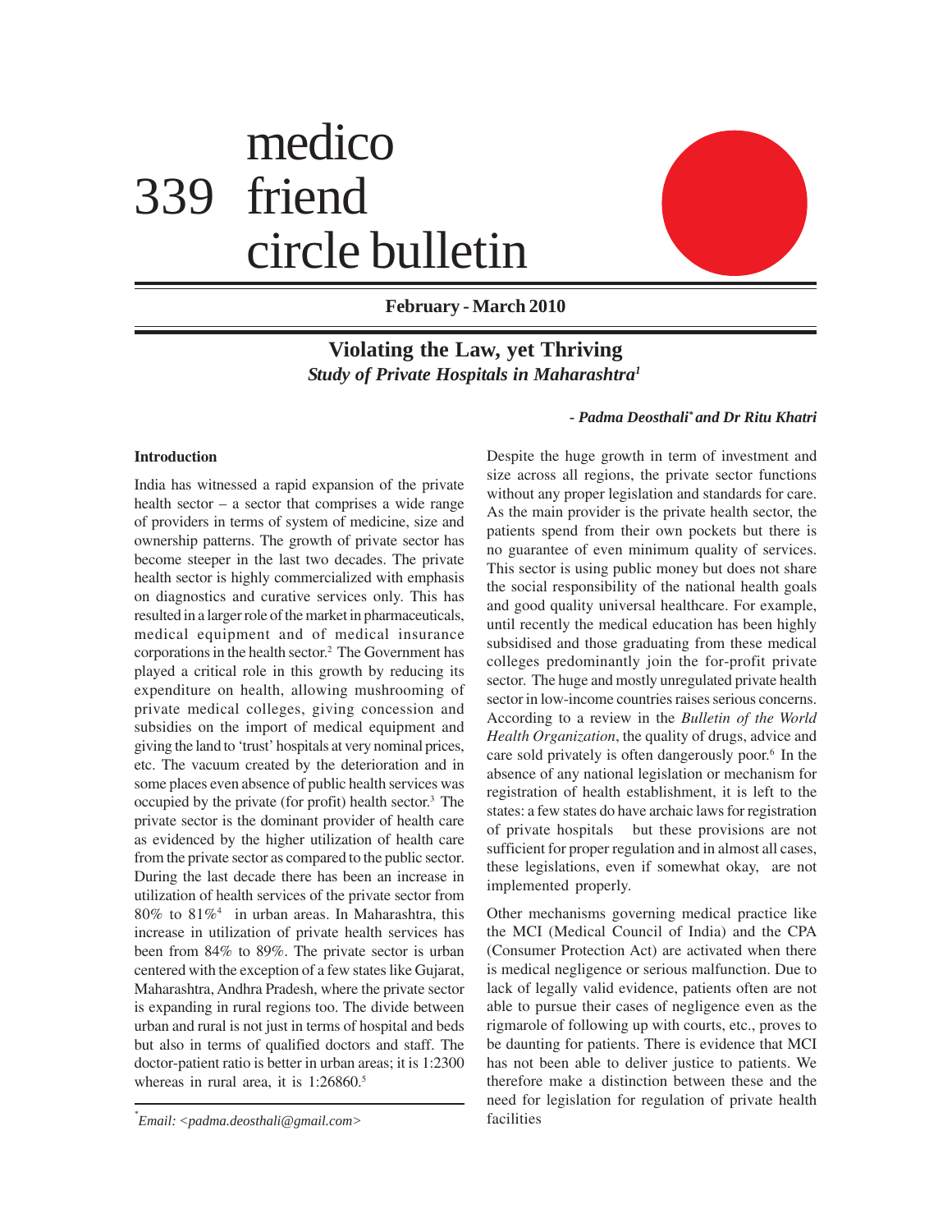# medico friend circle bulletin

339

February - March 2010

## Violating the Law, yet Thriving

### *Study of Private Hospitals in Maharashtra*[1]

***- Padma Deosthali\* and Dr Ritu Khatri***

### Introduction

India has witnessed a rapid expansion of the private health sector – a sector that comprises a wide range of providers in terms of system of medicine, size and ownership patterns. The growth of private sector has become steeper in the last two decades. The private health sector is highly commercialized with emphasis on diagnostics and curative services only. This has resulted in a larger role of the market in pharmaceuticals, medical equipment and of medical insurance corporations in the health sector.[2] The Government has played a critical role in this growth by reducing its expenditure on health, allowing mushrooming of private medical colleges, giving concession and subsidies on the import of medical equipment and giving the land to 'trust' hospitals at very nominal prices, etc. The vacuum created by the deterioration and in some places even absence of public health services was occupied by the private (for profit) health sector.[3] The private sector is the dominant provider of health care as evidenced by the higher utilization of health care from the private sector as compared to the public sector. During the last decade there has been an increase in utilization of health services of the private sector from 80% to 81%[4] in urban areas. In Maharashtra, this increase in utilization of private health services has been from 84% to 89%. The private sector is urban centered with the exception of a few states like Gujarat, Maharashtra, Andhra Pradesh, where the private sector is expanding in rural regions too. The divide between urban and rural is not just in terms of hospital and beds but also in terms of qualified doctors and staff. The doctor-patient ratio is better in urban areas; it is 1:2300 whereas in rural area, it is 1:26860.[5]

Despite the huge growth in term of investment and size across all regions, the private sector functions without any proper legislation and standards for care. As the main provider is the private health sector, the patients spend from their own pockets but there is no guarantee of even minimum quality of services. This sector is using public money but does not share the social responsibility of the national health goals and good quality universal healthcare. For example, until recently the medical education has been highly subsidised and those graduating from these medical colleges predominantly join the for-profit private sector. The huge and mostly unregulated private health sector in low-income countries raises serious concerns. According to a review in the *Bulletin of the World Health Organization*, the quality of drugs, advice and care sold privately is often dangerously poor.[6] In the absence of any national legislation or mechanism for registration of health establishment, it is left to the states: a few states do have archaic laws for registration of private hospitals but these provisions are not sufficient for proper regulation and in almost all cases, these legislations, even if somewhat okay, are not implemented properly.

Other mechanisms governing medical practice like the MCI (Medical Council of India) and the CPA (Consumer Protection Act) are activated when there is medical negligence or serious malfunction. Due to lack of legally valid evidence, patients often are not able to pursue their cases of negligence even as the rigmarole of following up with courts, etc., proves to be daunting for patients. There is evidence that MCI has not been able to deliver justice to patients. We therefore make a distinction between these and the need for legislation for regulation of private health facilities

---

\* *Email: <padma.deosthali@gmail.com>*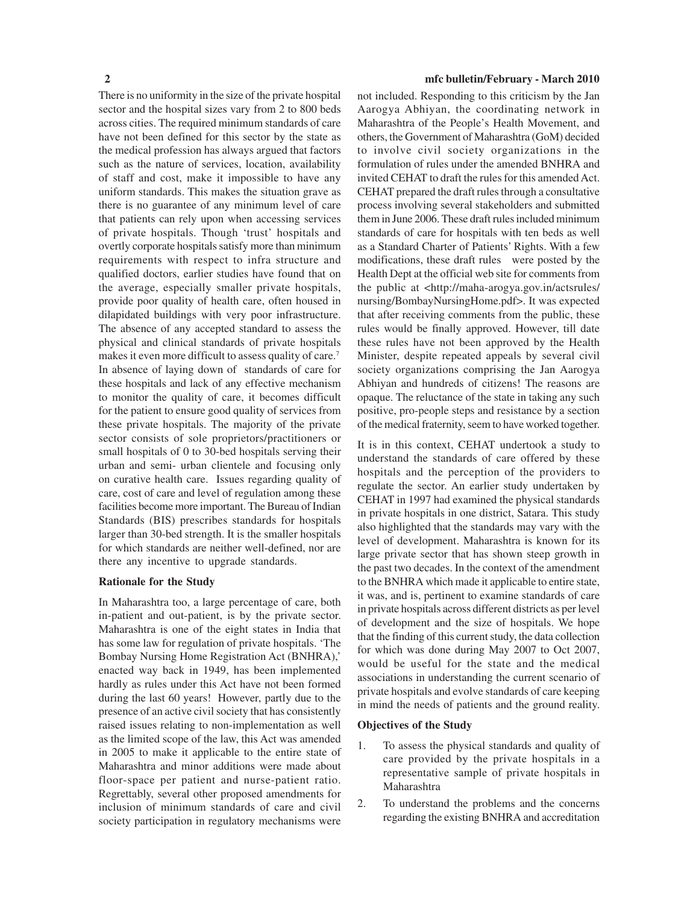There is no uniformity in the size of the private hospital sector and the hospital sizes vary from 2 to 800 beds across cities. The required minimum standards of care have not been defined for this sector by the state as the medical profession has always argued that factors such as the nature of services, location, availability of staff and cost, make it impossible to have any uniform standards. This makes the situation grave as there is no guarantee of any minimum level of care that patients can rely upon when accessing services of private hospitals. Though 'trust' hospitals and overtly corporate hospitals satisfy more than minimum requirements with respect to infra structure and qualified doctors, earlier studies have found that on the average, especially smaller private hospitals, provide poor quality of health care, often housed in dilapidated buildings with very poor infrastructure. The absence of any accepted standard to assess the physical and clinical standards of private hospitals makes it even more difficult to assess quality of care.[7] In absence of laying down of standards of care for these hospitals and lack of any effective mechanism to monitor the quality of care, it becomes difficult for the patient to ensure good quality of services from these private hospitals. The majority of the private sector consists of sole proprietors/practitioners or small hospitals of 0 to 30-bed hospitals serving their urban and semi- urban clientele and focusing only on curative health care. Issues regarding quality of care, cost of care and level of regulation among these facilities become more important. The Bureau of Indian Standards (BIS) prescribes standards for hospitals larger than 30-bed strength. It is the smaller hospitals for which standards are neither well-defined, nor are there any incentive to upgrade standards.

**Rationale for the Study**

In Maharashtra too, a large percentage of care, both in-patient and out-patient, is by the private sector. Maharashtra is one of the eight states in India that has some law for regulation of private hospitals. 'The Bombay Nursing Home Registration Act (BNHRA),' enacted way back in 1949, has been implemented hardly as rules under this Act have not been formed during the last 60 years! However, partly due to the presence of an active civil society that has consistently raised issues relating to non-implementation as well as the limited scope of the law, this Act was amended in 2005 to make it applicable to the entire state of Maharashtra and minor additions were made about floor-space per patient and nurse-patient ratio. Regrettably, several other proposed amendments for inclusion of minimum standards of care and civil society participation in regulatory mechanisms were not included. Responding to this criticism by the Jan Aarogya Abhiyan, the coordinating network in Maharashtra of the People's Health Movement, and others, the Government of Maharashtra (GoM) decided to involve civil society organizations in the formulation of rules under the amended BNHRA and invited CEHAT to draft the rules for this amended Act. CEHAT prepared the draft rules through a consultative process involving several stakeholders and submitted them in June 2006. These draft rules included minimum standards of care for hospitals with ten beds as well as a Standard Charter of Patients' Rights. With a few modifications, these draft rules were posted by the Health Dept at the official web site for comments from the public at <http://maha-arogya.gov.in/actsrules/nursing/BombayNursingHome.pdf>. It was expected that after receiving comments from the public, these rules would be finally approved. However, till date these rules have not been approved by the Health Minister, despite repeated appeals by several civil society organizations comprising the Jan Aarogya Abhiyan and hundreds of citizens! The reasons are opaque. The reluctance of the state in taking any such positive, pro-people steps and resistance by a section of the medical fraternity, seem to have worked together.

It is in this context, CEHAT undertook a study to understand the standards of care offered by these hospitals and the perception of the providers to regulate the sector. An earlier study undertaken by CEHAT in 1997 had examined the physical standards in private hospitals in one district, Satara. This study also highlighted that the standards may vary with the level of development. Maharashtra is known for its large private sector that has shown steep growth in the past two decades. In the context of the amendment to the BNHRA which made it applicable to entire state, it was, and is, pertinent to examine standards of care in private hospitals across different districts as per level of development and the size of hospitals. We hope that the finding of this current study, the data collection for which was done during May 2007 to Oct 2007, would be useful for the state and the medical associations in understanding the current scenario of private hospitals and evolve standards of care keeping in mind the needs of patients and the ground reality.

**Objectives of the Study**

1. To assess the physical standards and quality of care provided by the private hospitals in a representative sample of private hospitals in Maharashtra
2. To understand the problems and the concerns regarding the existing BNHRA and accreditation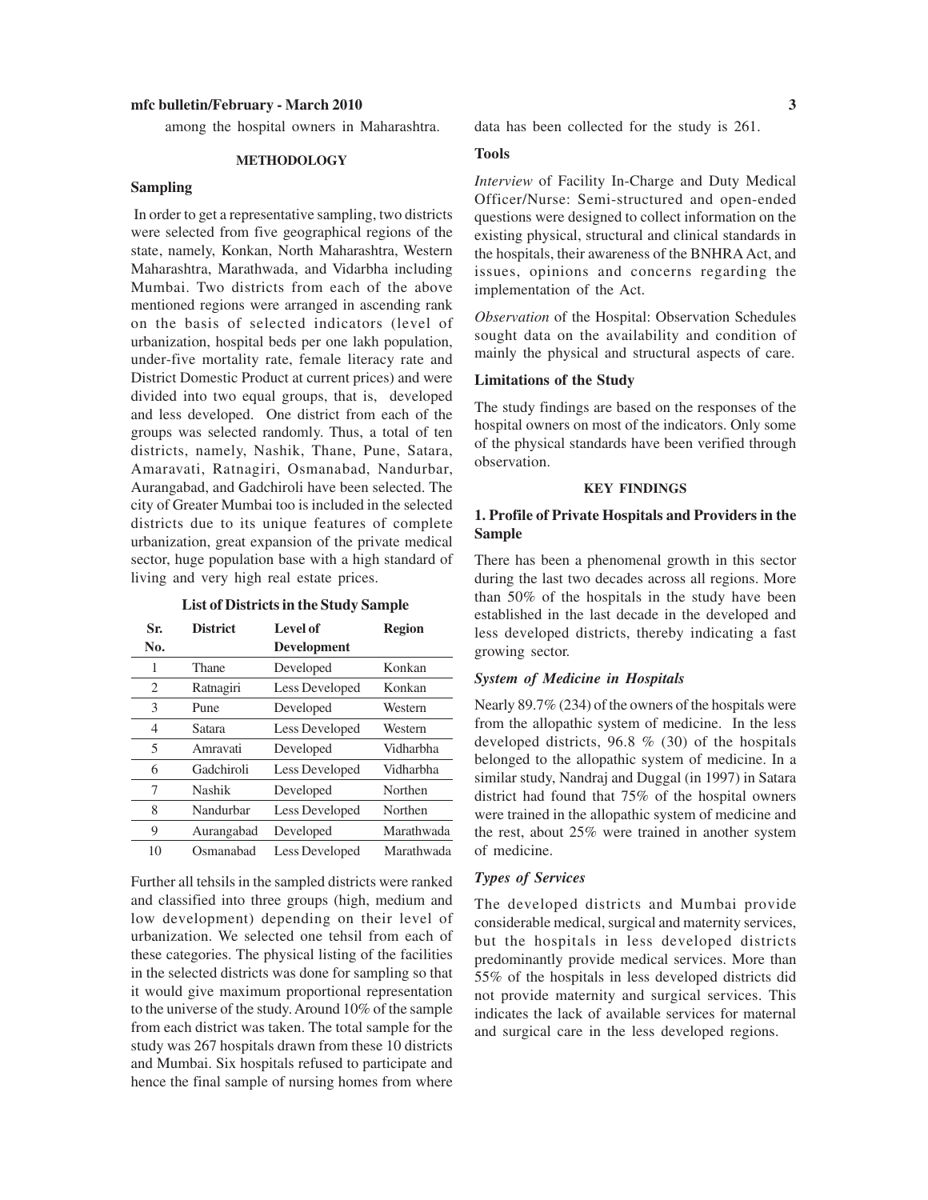among the hospital owners in Maharashtra.

## METHODOLOGY

### Sampling

In order to get a representative sampling, two districts were selected from five geographical regions of the state, namely, Konkan, North Maharashtra, Western Maharashtra, Marathwada, and Vidarbha including Mumbai. Two districts from each of the above mentioned regions were arranged in ascending rank on the basis of selected indicators (level of urbanization, hospital beds per one lakh population, under-five mortality rate, female literacy rate and District Domestic Product at current prices) and were divided into two equal groups, that is, developed and less developed. One district from each of the groups was selected randomly. Thus, a total of ten districts, namely, Nashik, Thane, Pune, Satara, Amaravati, Ratnagiri, Osmanabad, Nandurbar, Aurangabad, and Gadchiroli have been selected. The city of Greater Mumbai too is included in the selected districts due to its unique features of complete urbanization, great expansion of the private medical sector, huge population base with a high standard of living and very high real estate prices.

**List of Districts in the Study Sample**

| Sr. No. | District | Level of Development | Region |
|---|---|---|---|
| 1 | Thane | Developed | Konkan |
| 2 | Ratnagiri | Less Developed | Konkan |
| 3 | Pune | Developed | Western |
| 4 | Satara | Less Developed | Western |
| 5 | Amravati | Developed | Vidharbha |
| 6 | Gadchiroli | Less Developed | Vidharbha |
| 7 | Nashik | Developed | Northen |
| 8 | Nandurbar | Less Developed | Northen |
| 9 | Aurangabad | Developed | Marathwada |
| 10 | Osmanabad | Less Developed | Marathwada |

Further all tehsils in the sampled districts were ranked and classified into three groups (high, medium and low development) depending on their level of urbanization. We selected one tehsil from each of these categories. The physical listing of the facilities in the selected districts was done for sampling so that it would give maximum proportional representation to the universe of the study. Around 10% of the sample from each district was taken. The total sample for the study was 267 hospitals drawn from these 10 districts and Mumbai. Six hospitals refused to participate and hence the final sample of nursing homes from where data has been collected for the study is 261.

### Tools

*Interview* of Facility In-Charge and Duty Medical Officer/Nurse: Semi-structured and open-ended questions were designed to collect information on the existing physical, structural and clinical standards in the hospitals, their awareness of the BNHRA Act, and issues, opinions and concerns regarding the implementation of the Act.

*Observation* of the Hospital: Observation Schedules sought data on the availability and condition of mainly the physical and structural aspects of care.

### Limitations of the Study

The study findings are based on the responses of the hospital owners on most of the indicators. Only some of the physical standards have been verified through observation.

## KEY FINDINGS

### 1. Profile of Private Hospitals and Providers in the Sample

There has been a phenomenal growth in this sector during the last two decades across all regions. More than 50% of the hospitals in the study have been established in the last decade in the developed and less developed districts, thereby indicating a fast growing sector.

#### *System of Medicine in Hospitals*

Nearly 89.7% (234) of the owners of the hospitals were from the allopathic system of medicine. In the less developed districts, 96.8 % (30) of the hospitals belonged to the allopathic system of medicine. In a similar study, Nandraj and Duggal (in 1997) in Satara district had found that 75% of the hospital owners were trained in the allopathic system of medicine and the rest, about 25% were trained in another system of medicine.

#### *Types of Services*

The developed districts and Mumbai provide considerable medical, surgical and maternity services, but the hospitals in less developed districts predominantly provide medical services. More than 55% of the hospitals in less developed districts did not provide maternity and surgical services. This indicates the lack of available services for maternal and surgical care in the less developed regions.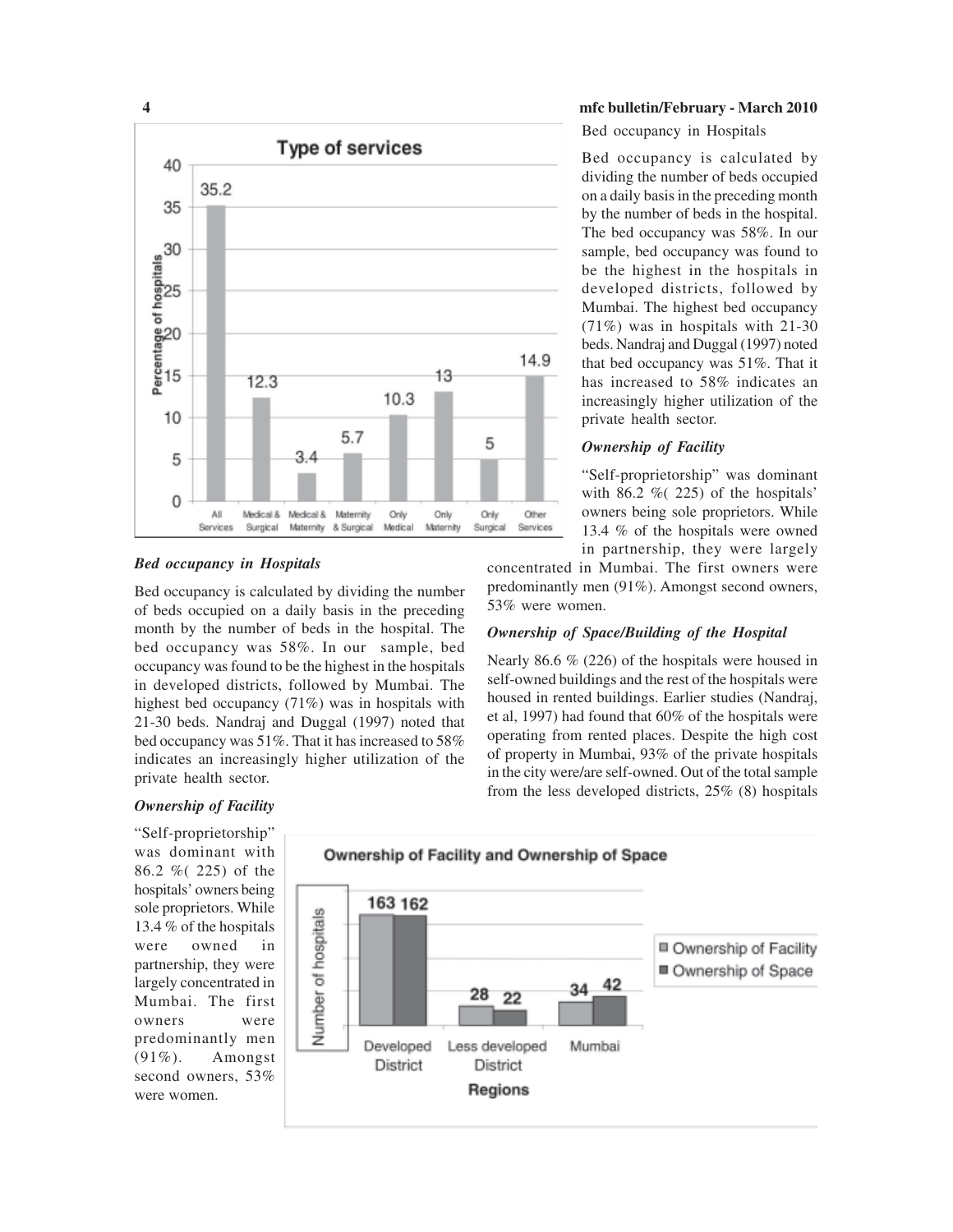**Type of services**

| Type of services | Percentage of hospitals |
|---|---|
| All Services | 35.2 |
| Medical & Surgical | 12.3 |
| Medical & Maternity | 3.4 |
| Maternity & Surgical | 5.7 |
| Only Medical | 10.3 |
| Only Maternity | 13 |
| Only Surgical | 5 |
| Other Services | 14.9 |

### *Bed occupancy in Hospitals*

Bed occupancy is calculated by dividing the number of beds occupied on a daily basis in the preceding month by the number of beds in the hospital. The bed occupancy was 58%. In our sample, bed occupancy was found to be the highest in the hospitals in developed districts, followed by Mumbai. The highest bed occupancy (71%) was in hospitals with 21-30 beds. Nandraj and Duggal (1997) noted that bed occupancy was 51%. That it has increased to 58% indicates an increasingly higher utilization of the private health sector.

### *Ownership of Facility*

"Self-proprietorship" was dominant with 86.2 %( 225) of the hospitals' owners being sole proprietors. While 13.4 % of the hospitals were owned in partnership, they were largely concentrated in Mumbai. The first owners were predominantly men (91%). Amongst second owners, 53% were women.

Bed occupancy in Hospitals

Bed occupancy is calculated by dividing the number of beds occupied on a daily basis in the preceding month by the number of beds in the hospital. The bed occupancy was 58%. In our sample, bed occupancy was found to be the highest in the hospitals in developed districts, followed by Mumbai. The highest bed occupancy (71%) was in hospitals with 21-30 beds. Nandraj and Duggal (1997) noted that bed occupancy was 51%. That it has increased to 58% indicates an increasingly higher utilization of the private health sector.

### *Ownership of Facility*

"Self-proprietorship" was dominant with 86.2 %( 225) of the hospitals' owners being sole proprietors. While 13.4 % of the hospitals were owned in partnership, they were largely concentrated in Mumbai. The first owners were predominantly men (91%). Amongst second owners, 53% were women.

### *Ownership of Space/Building of the Hospital*

Nearly 86.6 % (226) of the hospitals were housed in self-owned buildings and the rest of the hospitals were housed in rented buildings. Earlier studies (Nandraj, et al, 1997) had found that 60% of the hospitals were operating from rented places. Despite the high cost of property in Mumbai, 93% of the private hospitals in the city were/are self-owned. Out of the total sample from the less developed districts, 25% (8) hospitals

**Ownership of Facility and Ownership of Space**

| Regions | Ownership of Facility | Ownership of Space |
|---|---|---|
| Developed District | 163 | 162 |
| Less developed District | 28 | 22 |
| Mumbai | 34 | 42 |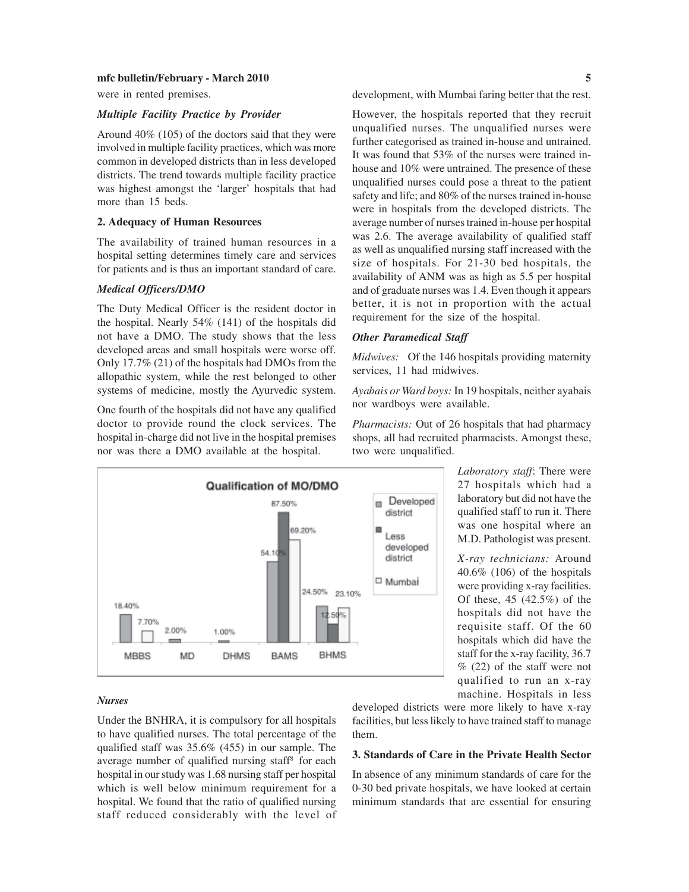were in rented premises.

***Multiple Facility Practice by Provider***

Around 40% (105) of the doctors said that they were involved in multiple facility practices, which was more common in developed districts than in less developed districts. The trend towards multiple facility practice was highest amongst the 'larger' hospitals that had more than 15 beds.

**2. Adequacy of Human Resources**

The availability of trained human resources in a hospital setting determines timely care and services for patients and is thus an important standard of care.

***Medical Officers/DMO***

The Duty Medical Officer is the resident doctor in the hospital. Nearly 54% (141) of the hospitals did not have a DMO. The study shows that the less developed areas and small hospitals were worse off. Only 17.7% (21) of the hospitals had DMOs from the allopathic system, while the rest belonged to other systems of medicine, mostly the Ayurvedic system.

One fourth of the hospitals did not have any qualified doctor to provide round the clock services. The hospital in-charge did not live in the hospital premises nor was there a DMO available at the hospital.

**Qualification of MO/DMO**

| | MBBS | MD | DHMS | BAMS | BHMS |
|---|---|---|---|---|---|
| Developed district | 18.40% | | | 54.10% | 24.50% |
| Less developed district | | 2.00% | 1.00% | 87.50% | 12.50% |
| Mumbai | 7.70% | | | 69.20% | 23.10% |

***Nurses***

Under the BNHRA, it is compulsory for all hospitals to have qualified nurses. The total percentage of the qualified staff was 35.6% (455) in our sample. The average number of qualified nursing staff[8] for each hospital in our study was 1.68 nursing staff per hospital which is well below minimum requirement for a hospital. We found that the ratio of qualified nursing staff reduced considerably with the level of development, with Mumbai faring better that the rest.

However, the hospitals reported that they recruit unqualified nurses. The unqualified nurses were further categorised as trained in-house and untrained. It was found that 53% of the nurses were trained in-house and 10% were untrained. The presence of these unqualified nurses could pose a threat to the patient safety and life; and 80% of the nurses trained in-house were in hospitals from the developed districts. The average number of nurses trained in-house per hospital was 2.6. The average availability of qualified staff as well as unqualified nursing staff increased with the size of hospitals. For 21-30 bed hospitals, the availability of ANM was as high as 5.5 per hospital and of graduate nurses was 1.4. Even though it appears better, it is not in proportion with the actual requirement for the size of the hospital.

***Other Paramedical Staff***

*Midwives:* Of the 146 hospitals providing maternity services, 11 had midwives.

*Ayabais or Ward boys:* In 19 hospitals, neither ayabais nor wardboys were available.

*Pharmacists:* Out of 26 hospitals that had pharmacy shops, all had recruited pharmacists. Amongst these, two were unqualified.

*Laboratory staff*: There were 27 hospitals which had a laboratory but did not have the qualified staff to run it. There was one hospital where an M.D. Pathologist was present.

*X-ray technicians:* Around 40.6% (106) of the hospitals were providing x-ray facilities. Of these, 45 (42.5%) of the hospitals did not have the requisite staff. Of the 60 hospitals which did have the staff for the x-ray facility, 36.7 % (22) of the staff were not qualified to run an x-ray machine. Hospitals in less developed districts were more likely to have x-ray facilities, but less likely to have trained staff to manage them.

**3. Standards of Care in the Private Health Sector**

In absence of any minimum standards of care for the 0-30 bed private hospitals, we have looked at certain minimum standards that are essential for ensuring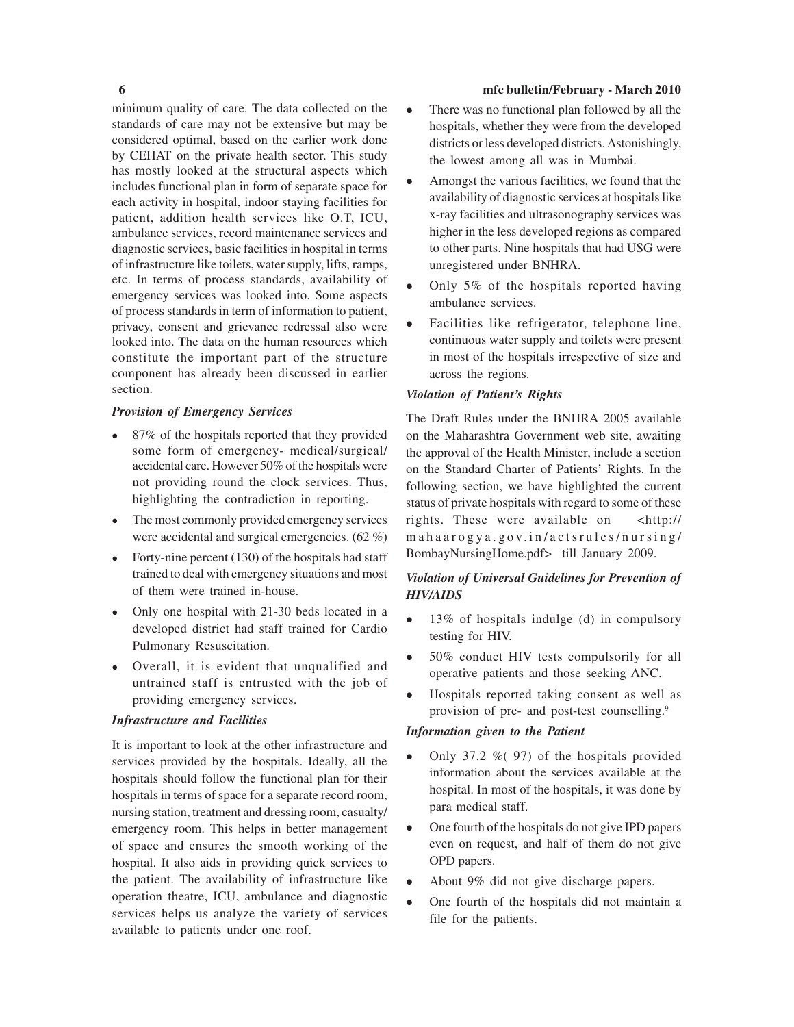minimum quality of care. The data collected on the standards of care may not be extensive but may be considered optimal, based on the earlier work done by CEHAT on the private health sector. This study has mostly looked at the structural aspects which includes functional plan in form of separate space for each activity in hospital, indoor staying facilities for patient, addition health services like O.T, ICU, ambulance services, record maintenance services and diagnostic services, basic facilities in hospital in terms of infrastructure like toilets, water supply, lifts, ramps, etc. In terms of process standards, availability of emergency services was looked into. Some aspects of process standards in term of information to patient, privacy, consent and grievance redressal also were looked into. The data on the human resources which constitute the important part of the structure component has already been discussed in earlier section.

### *Provision of Emergency Services*

- 87% of the hospitals reported that they provided some form of emergency- medical/surgical/ accidental care. However 50% of the hospitals were not providing round the clock services. Thus, highlighting the contradiction in reporting.
- The most commonly provided emergency services were accidental and surgical emergencies. (62 %)
- Forty-nine percent (130) of the hospitals had staff trained to deal with emergency situations and most of them were trained in-house.
- Only one hospital with 21-30 beds located in a developed district had staff trained for Cardio Pulmonary Resuscitation.
- Overall, it is evident that unqualified and untrained staff is entrusted with the job of providing emergency services.

### *Infrastructure and Facilities*

It is important to look at the other infrastructure and services provided by the hospitals. Ideally, all the hospitals should follow the functional plan for their hospitals in terms of space for a separate record room, nursing station, treatment and dressing room, casualty/ emergency room. This helps in better management of space and ensures the smooth working of the hospital. It also aids in providing quick services to the patient. The availability of infrastructure like operation theatre, ICU, ambulance and diagnostic services helps us analyze the variety of services available to patients under one roof.

- There was no functional plan followed by all the hospitals, whether they were from the developed districts or less developed districts. Astonishingly, the lowest among all was in Mumbai.
- Amongst the various facilities, we found that the availability of diagnostic services at hospitals like x-ray facilities and ultrasonography services was higher in the less developed regions as compared to other parts. Nine hospitals that had USG were unregistered under BNHRA.
- Only 5% of the hospitals reported having ambulance services.
- Facilities like refrigerator, telephone line, continuous water supply and toilets were present in most of the hospitals irrespective of size and across the regions.

### *Violation of Patient's Rights*

The Draft Rules under the BNHRA 2005 available on the Maharashtra Government web site, awaiting the approval of the Health Minister, include a section on the Standard Charter of Patients' Rights. In the following section, we have highlighted the current status of private hospitals with regard to some of these rights. These were available on <http://mahaarogya.gov.in/actsrules/nursing/BombayNursingHome.pdf> till January 2009.

### *Violation of Universal Guidelines for Prevention of HIV/AIDS*

- 13% of hospitals indulge (d) in compulsory testing for HIV.
- 50% conduct HIV tests compulsorily for all operative patients and those seeking ANC.
- Hospitals reported taking consent as well as provision of pre- and post-test counselling.[9]

### *Information given to the Patient*

- Only 37.2 %( 97) of the hospitals provided information about the services available at the hospital. In most of the hospitals, it was done by para medical staff.
- One fourth of the hospitals do not give IPD papers even on request, and half of them do not give OPD papers.
- About 9% did not give discharge papers.
- One fourth of the hospitals did not maintain a file for the patients.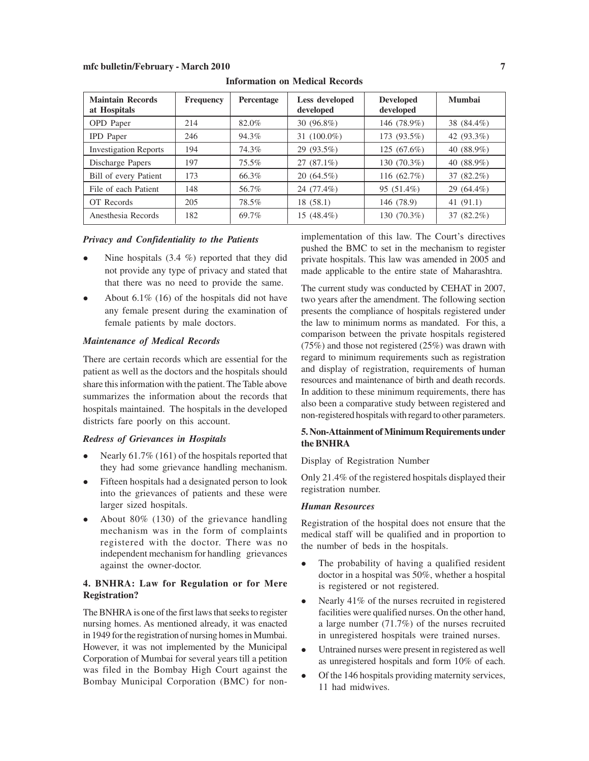**Information on Medical Records**

| Maintain Records at Hospitals | Frequency | Percentage | Less developed developed | Developed developed | Mumbai |
|---|---|---|---|---|---|
| OPD Paper | 214 | 82.0% | 30 (96.8%) | 146 (78.9%) | 38 (84.4%) |
| IPD Paper | 246 | 94.3% | 31 (100.0%) | 173 (93.5%) | 42 (93.3%) |
| Investigation Reports | 194 | 74.3% | 29 (93.5%) | 125 (67.6%) | 40 (88.9%) |
| Discharge Papers | 197 | 75.5% | 27 (87.1%) | 130 (70.3%) | 40 (88.9%) |
| Bill of every Patient | 173 | 66.3% | 20 (64.5%) | 116 (62.7%) | 37 (82.2%) |
| File of each Patient | 148 | 56.7% | 24 (77.4%) | 95 (51.4%) | 29 (64.4%) |
| OT Records | 205 | 78.5% | 18 (58.1) | 146 (78.9) | 41 (91.1) |
| Anesthesia Records | 182 | 69.7% | 15 (48.4%) | 130 (70.3%) | 37 (82.2%) |

### *Privacy and Confidentiality to the Patients*

- Nine hospitals (3.4 %) reported that they did not provide any type of privacy and stated that that there was no need to provide the same.
- About 6.1% (16) of the hospitals did not have any female present during the examination of female patients by male doctors.

### *Maintenance of Medical Records*

There are certain records which are essential for the patient as well as the doctors and the hospitals should share this information with the patient. The Table above summarizes the information about the records that hospitals maintained. The hospitals in the developed districts fare poorly on this account.

### *Redress of Grievances in Hospitals*

- Nearly 61.7% (161) of the hospitals reported that they had some grievance handling mechanism.
- Fifteen hospitals had a designated person to look into the grievances of patients and these were larger sized hospitals.
- About 80% (130) of the grievance handling mechanism was in the form of complaints registered with the doctor. There was no independent mechanism for handling grievances against the owner-doctor.

## 4. BNHRA: Law for Regulation or for Mere Registration?

The BNHRA is one of the first laws that seeks to register nursing homes. As mentioned already, it was enacted in 1949 for the registration of nursing homes in Mumbai. However, it was not implemented by the Municipal Corporation of Mumbai for several years till a petition was filed in the Bombay High Court against the Bombay Municipal Corporation (BMC) for non-implementation of this law. The Court's directives pushed the BMC to set in the mechanism to register private hospitals. This law was amended in 2005 and made applicable to the entire state of Maharashtra.

The current study was conducted by CEHAT in 2007, two years after the amendment. The following section presents the compliance of hospitals registered under the law to minimum norms as mandated. For this, a comparison between the private hospitals registered (75%) and those not registered (25%) was drawn with regard to minimum requirements such as registration and display of registration, requirements of human resources and maintenance of birth and death records. In addition to these minimum requirements, there has also been a comparative study between registered and non-registered hospitals with regard to other parameters.

## 5. Non-Attainment of Minimum Requirements under the BNHRA

Display of Registration Number

Only 21.4% of the registered hospitals displayed their registration number.

### *Human Resources*

Registration of the hospital does not ensure that the medical staff will be qualified and in proportion to the number of beds in the hospitals.

- The probability of having a qualified resident doctor in a hospital was 50%, whether a hospital is registered or not registered.
- Nearly 41% of the nurses recruited in registered facilities were qualified nurses. On the other hand, a large number (71.7%) of the nurses recruited in unregistered hospitals were trained nurses.
- Untrained nurses were present in registered as well as unregistered hospitals and form 10% of each.
- Of the 146 hospitals providing maternity services, 11 had midwives.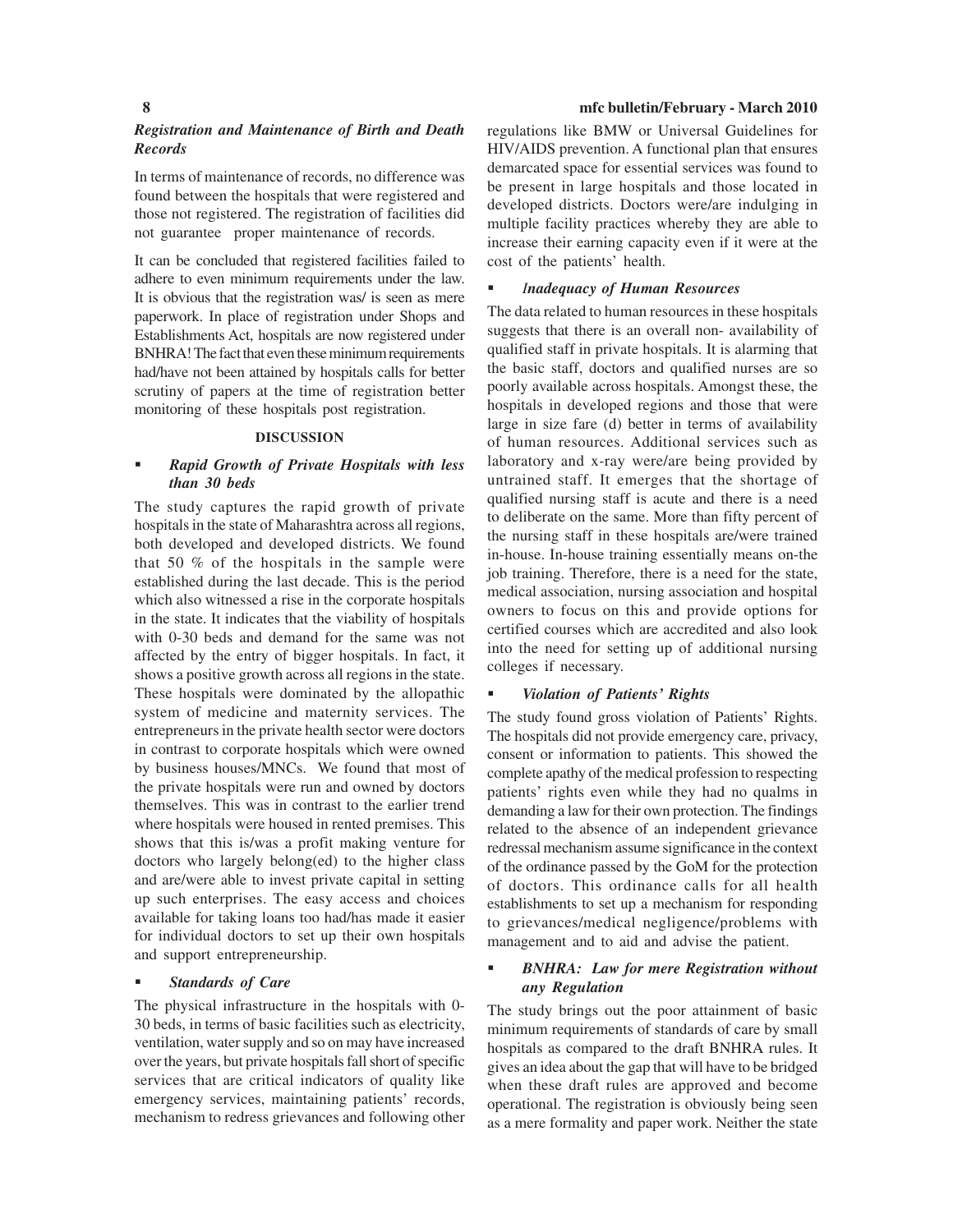### *Registration and Maintenance of Birth and Death Records*

In terms of maintenance of records, no difference was found between the hospitals that were registered and those not registered. The registration of facilities did not guarantee proper maintenance of records.

It can be concluded that registered facilities failed to adhere to even minimum requirements under the law. It is obvious that the registration was/ is seen as mere paperwork. In place of registration under Shops and Establishments Act, hospitals are now registered under BNHRA! The fact that even these minimum requirements had/have not been attained by hospitals calls for better scrutiny of papers at the time of registration better monitoring of these hospitals post registration.

## DISCUSSION

- ***Rapid Growth of Private Hospitals with less than 30 beds***

The study captures the rapid growth of private hospitals in the state of Maharashtra across all regions, both developed and developed districts. We found that 50 % of the hospitals in the sample were established during the last decade. This is the period which also witnessed a rise in the corporate hospitals in the state. It indicates that the viability of hospitals with 0-30 beds and demand for the same was not affected by the entry of bigger hospitals. In fact, it shows a positive growth across all regions in the state. These hospitals were dominated by the allopathic system of medicine and maternity services. The entrepreneurs in the private health sector were doctors in contrast to corporate hospitals which were owned by business houses/MNCs. We found that most of the private hospitals were run and owned by doctors themselves. This was in contrast to the earlier trend where hospitals were housed in rented premises. This shows that this is/was a profit making venture for doctors who largely belong(ed) to the higher class and are/were able to invest private capital in setting up such enterprises. The easy access and choices available for taking loans too had/has made it easier for individual doctors to set up their own hospitals and support entrepreneurship.

- ***Standards of Care***

The physical infrastructure in the hospitals with 0-30 beds, in terms of basic facilities such as electricity, ventilation, water supply and so on may have increased over the years, but private hospitals fall short of specific services that are critical indicators of quality like emergency services, maintaining patients' records, mechanism to redress grievances and following other regulations like BMW or Universal Guidelines for HIV/AIDS prevention. A functional plan that ensures demarcated space for essential services was found to be present in large hospitals and those located in developed districts. Doctors were/are indulging in multiple facility practices whereby they are able to increase their earning capacity even if it were at the cost of the patients' health.

- ***Inadequacy of Human Resources***

The data related to human resources in these hospitals suggests that there is an overall non- availability of qualified staff in private hospitals. It is alarming that the basic staff, doctors and qualified nurses are so poorly available across hospitals. Amongst these, the hospitals in developed regions and those that were large in size fare (d) better in terms of availability of human resources. Additional services such as laboratory and x-ray were/are being provided by untrained staff. It emerges that the shortage of qualified nursing staff is acute and there is a need to deliberate on the same. More than fifty percent of the nursing staff in these hospitals are/were trained in-house. In-house training essentially means on-the job training. Therefore, there is a need for the state, medical association, nursing association and hospital owners to focus on this and provide options for certified courses which are accredited and also look into the need for setting up of additional nursing colleges if necessary.

- ***Violation of Patients' Rights***

The study found gross violation of Patients' Rights. The hospitals did not provide emergency care, privacy, consent or information to patients. This showed the complete apathy of the medical profession to respecting patients' rights even while they had no qualms in demanding a law for their own protection. The findings related to the absence of an independent grievance redressal mechanism assume significance in the context of the ordinance passed by the GoM for the protection of doctors. This ordinance calls for all health establishments to set up a mechanism for responding to grievances/medical negligence/problems with management and to aid and advise the patient.

- ***BNHRA: Law for mere Registration without any Regulation***

The study brings out the poor attainment of basic minimum requirements of standards of care by small hospitals as compared to the draft BNHRA rules. It gives an idea about the gap that will have to be bridged when these draft rules are approved and become operational. The registration is obviously being seen as a mere formality and paper work. Neither the state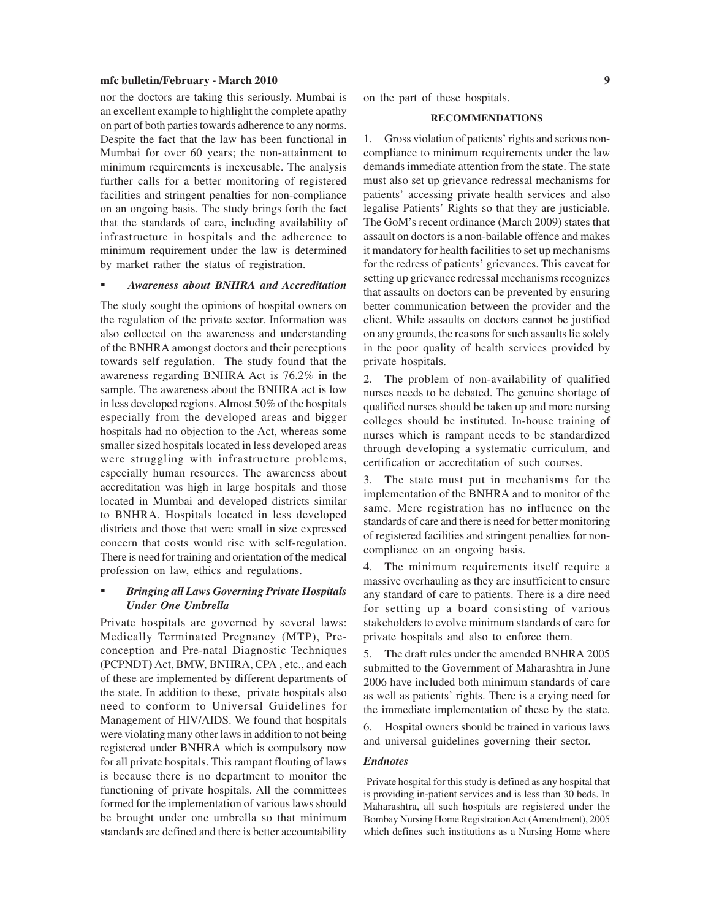nor the doctors are taking this seriously. Mumbai is an excellent example to highlight the complete apathy on part of both parties towards adherence to any norms. Despite the fact that the law has been functional in Mumbai for over 60 years; the non-attainment to minimum requirements is inexcusable. The analysis further calls for a better monitoring of registered facilities and stringent penalties for non-compliance on an ongoing basis. The study brings forth the fact that the standards of care, including availability of infrastructure in hospitals and the adherence to minimum requirement under the law is determined by market rather the status of registration.

- ***Awareness about BNHRA and Accreditation***

The study sought the opinions of hospital owners on the regulation of the private sector. Information was also collected on the awareness and understanding of the BNHRA amongst doctors and their perceptions towards self regulation. The study found that the awareness regarding BNHRA Act is 76.2% in the sample. The awareness about the BNHRA act is low in less developed regions. Almost 50% of the hospitals especially from the developed areas and bigger hospitals had no objection to the Act, whereas some smaller sized hospitals located in less developed areas were struggling with infrastructure problems, especially human resources. The awareness about accreditation was high in large hospitals and those located in Mumbai and developed districts similar to BNHRA. Hospitals located in less developed districts and those that were small in size expressed concern that costs would rise with self-regulation. There is need for training and orientation of the medical profession on law, ethics and regulations.

- ***Bringing all Laws Governing Private Hospitals Under One Umbrella***

Private hospitals are governed by several laws: Medically Terminated Pregnancy (MTP), Pre-conception and Pre-natal Diagnostic Techniques (PCPNDT) Act, BMW, BNHRA, CPA , etc., and each of these are implemented by different departments of the state. In addition to these, private hospitals also need to conform to Universal Guidelines for Management of HIV/AIDS. We found that hospitals were violating many other laws in addition to not being registered under BNHRA which is compulsory now for all private hospitals. This rampant flouting of laws is because there is no department to monitor the functioning of private hospitals. All the committees formed for the implementation of various laws should be brought under one umbrella so that minimum standards are defined and there is better accountability on the part of these hospitals.

**RECOMMENDATIONS**

1. Gross violation of patients' rights and serious non-compliance to minimum requirements under the law demands immediate attention from the state. The state must also set up grievance redressal mechanisms for patients' accessing private health services and also legalise Patients' Rights so that they are justiciable. The GoM's recent ordinance (March 2009) states that assault on doctors is a non-bailable offence and makes it mandatory for health facilities to set up mechanisms for the redress of patients' grievances. This caveat for setting up grievance redressal mechanisms recognizes that assaults on doctors can be prevented by ensuring better communication between the provider and the client. While assaults on doctors cannot be justified on any grounds, the reasons for such assaults lie solely in the poor quality of health services provided by private hospitals.

2. The problem of non-availability of qualified nurses needs to be debated. The genuine shortage of qualified nurses should be taken up and more nursing colleges should be instituted. In-house training of nurses which is rampant needs to be standardized through developing a systematic curriculum, and certification or accreditation of such courses.

3. The state must put in mechanisms for the implementation of the BNHRA and to monitor of the same. Mere registration has no influence on the standards of care and there is need for better monitoring of registered facilities and stringent penalties for non-compliance on an ongoing basis.

4. The minimum requirements itself require a massive overhauling as they are insufficient to ensure any standard of care to patients. There is a dire need for setting up a board consisting of various stakeholders to evolve minimum standards of care for private hospitals and also to enforce them.

5. The draft rules under the amended BNHRA 2005 submitted to the Government of Maharashtra in June 2006 have included both minimum standards of care as well as patients' rights. There is a crying need for the immediate implementation of these by the state.

6. Hospital owners should be trained in various laws and universal guidelines governing their sector.

***Endnotes***

[1]Private hospital for this study is defined as any hospital that is providing in-patient services and is less than 30 beds. In Maharashtra, all such hospitals are registered under the Bombay Nursing Home Registration Act (Amendment), 2005 which defines such institutions as a Nursing Home where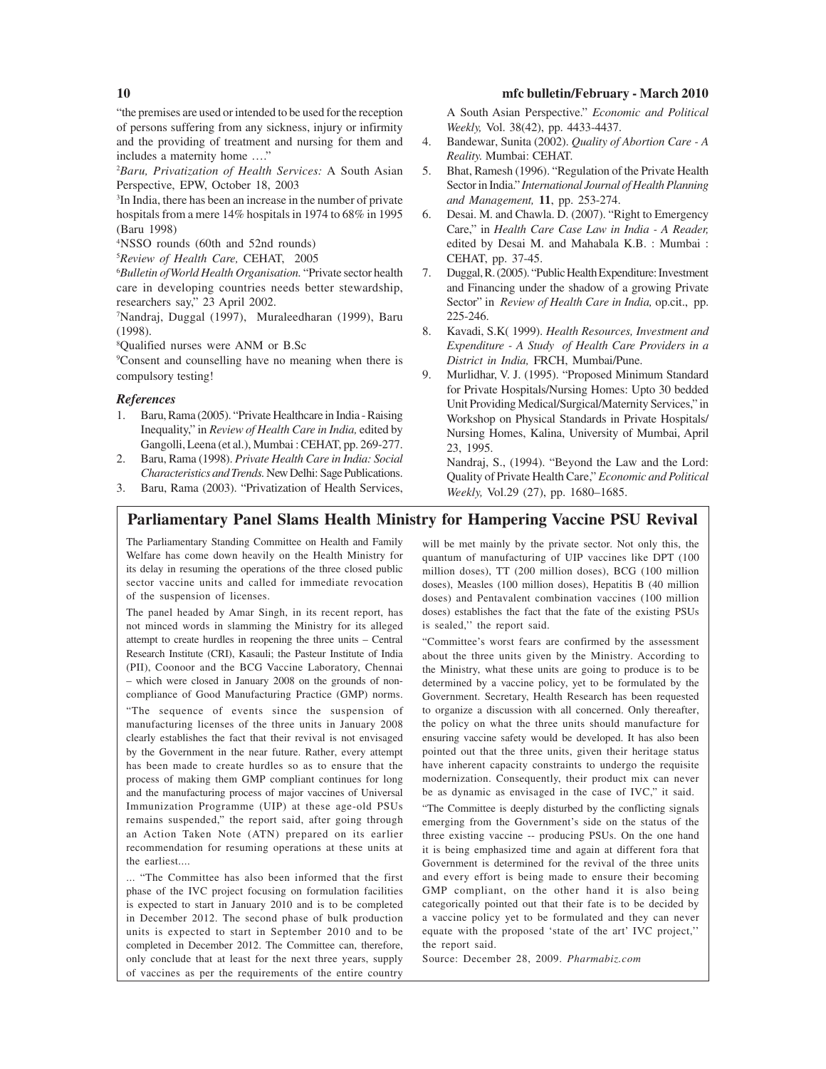"the premises are used or intended to be used for the reception of persons suffering from any sickness, injury or infirmity and the providing of treatment and nursing for them and includes a maternity home …."

[2]*Baru, Privatization of Health Services:* A South Asian Perspective, EPW, October 18, 2003

[3]In India, there has been an increase in the number of private hospitals from a mere 14% hospitals in 1974 to 68% in 1995 (Baru 1998)

[4]NSSO rounds (60th and 52nd rounds)

[5]*Review of Health Care,* CEHAT, 2005

[6]*Bulletin of World Health Organisation.* "Private sector health care in developing countries needs better stewardship, researchers say," 23 April 2002.

[7]Nandraj, Duggal (1997), Muraleedharan (1999), Baru (1998).

[8]Qualified nurses were ANM or B.Sc

[9]Consent and counselling have no meaning when there is compulsory testing!

### *References*

1. Baru, Rama (2005). "Private Healthcare in India - Raising Inequality," in *Review of Health Care in India,* edited by Gangolli, Leena (et al.), Mumbai : CEHAT, pp. 269-277.
2. Baru, Rama (1998). *Private Health Care in India: Social Characteristics and Trends.* New Delhi: Sage Publications.
3. Baru, Rama (2003). "Privatization of Health Services, A South Asian Perspective." *Economic and Political Weekly,* Vol. 38(42), pp. 4433-4437.
4. Bandewar, Sunita (2002). *Quality of Abortion Care - A Reality.* Mumbai: CEHAT.
5. Bhat, Ramesh (1996). "Regulation of the Private Health Sector in India." *International Journal of Health Planning and Management,* **11**, pp. 253-274.
6. Desai. M. and Chawla. D. (2007). "Right to Emergency Care," in *Health Care Case Law in India - A Reader,* edited by Desai M. and Mahabala K.B. : Mumbai : CEHAT, pp. 37-45.
7. Duggal, R. (2005). "Public Health Expenditure: Investment and Financing under the shadow of a growing Private Sector" in *Review of Health Care in India,* op.cit., pp. 225-246.
8. Kavadi, S.K( 1999). *Health Resources, Investment and Expenditure - A Study of Health Care Providers in a District in India,* FRCH, Mumbai/Pune.
9. Murlidhar, V. J. (1995). "Proposed Minimum Standard for Private Hospitals/Nursing Homes: Upto 30 bedded Unit Providing Medical/Surgical/Maternity Services," in Workshop on Physical Standards in Private Hospitals/ Nursing Homes, Kalina, University of Mumbai, April 23, 1995.

   Nandraj, S., (1994). "Beyond the Law and the Lord: Quality of Private Health Care," *Economic and Political Weekly,* Vol.29 (27), pp. 1680–1685.

## Parliamentary Panel Slams Health Ministry for Hampering Vaccine PSU Revival

The Parliamentary Standing Committee on Health and Family Welfare has come down heavily on the Health Ministry for its delay in resuming the operations of the three closed public sector vaccine units and called for immediate revocation of the suspension of licenses.

The panel headed by Amar Singh, in its recent report, has not minced words in slamming the Ministry for its alleged attempt to create hurdles in reopening the three units – Central Research Institute (CRI), Kasauli; the Pasteur Institute of India (PII), Coonoor and the BCG Vaccine Laboratory, Chennai – which were closed in January 2008 on the grounds of non-compliance of Good Manufacturing Practice (GMP) norms.

"The sequence of events since the suspension of manufacturing licenses of the three units in January 2008 clearly establishes the fact that their revival is not envisaged by the Government in the near future. Rather, every attempt has been made to create hurdles so as to ensure that the process of making them GMP compliant continues for long and the manufacturing process of major vaccines of Universal Immunization Programme (UIP) at these age-old PSUs remains suspended," the report said, after going through an Action Taken Note (ATN) prepared on its earlier recommendation for resuming operations at these units at the earliest....

... "The Committee has also been informed that the first phase of the IVC project focusing on formulation facilities is expected to start in January 2010 and is to be completed in December 2012. The second phase of bulk production units is expected to start in September 2010 and to be completed in December 2012. The Committee can, therefore, only conclude that at least for the next three years, supply of vaccines as per the requirements of the entire country will be met mainly by the private sector. Not only this, the quantum of manufacturing of UIP vaccines like DPT (100 million doses), TT (200 million doses), BCG (100 million doses), Measles (100 million doses), Hepatitis B (40 million doses) and Pentavalent combination vaccines (100 million doses) establishes the fact that the fate of the existing PSUs is sealed,'' the report said.

"Committee's worst fears are confirmed by the assessment about the three units given by the Ministry. According to the Ministry, what these units are going to produce is to be determined by a vaccine policy, yet to be formulated by the Government. Secretary, Health Research has been requested to organize a discussion with all concerned. Only thereafter, the policy on what the three units should manufacture for ensuring vaccine safety would be developed. It has also been pointed out that the three units, given their heritage status have inherent capacity constraints to undergo the requisite modernization. Consequently, their product mix can never be as dynamic as envisaged in the case of IVC," it said.

"The Committee is deeply disturbed by the conflicting signals emerging from the Government's side on the status of the three existing vaccine -- producing PSUs. On the one hand it is being emphasized time and again at different fora that Government is determined for the revival of the three units and every effort is being made to ensure their becoming GMP compliant, on the other hand it is also being categorically pointed out that their fate is to be decided by a vaccine policy yet to be formulated and they can never equate with the proposed 'state of the art' IVC project,'' the report said.

Source: December 28, 2009. *Pharmabiz.com*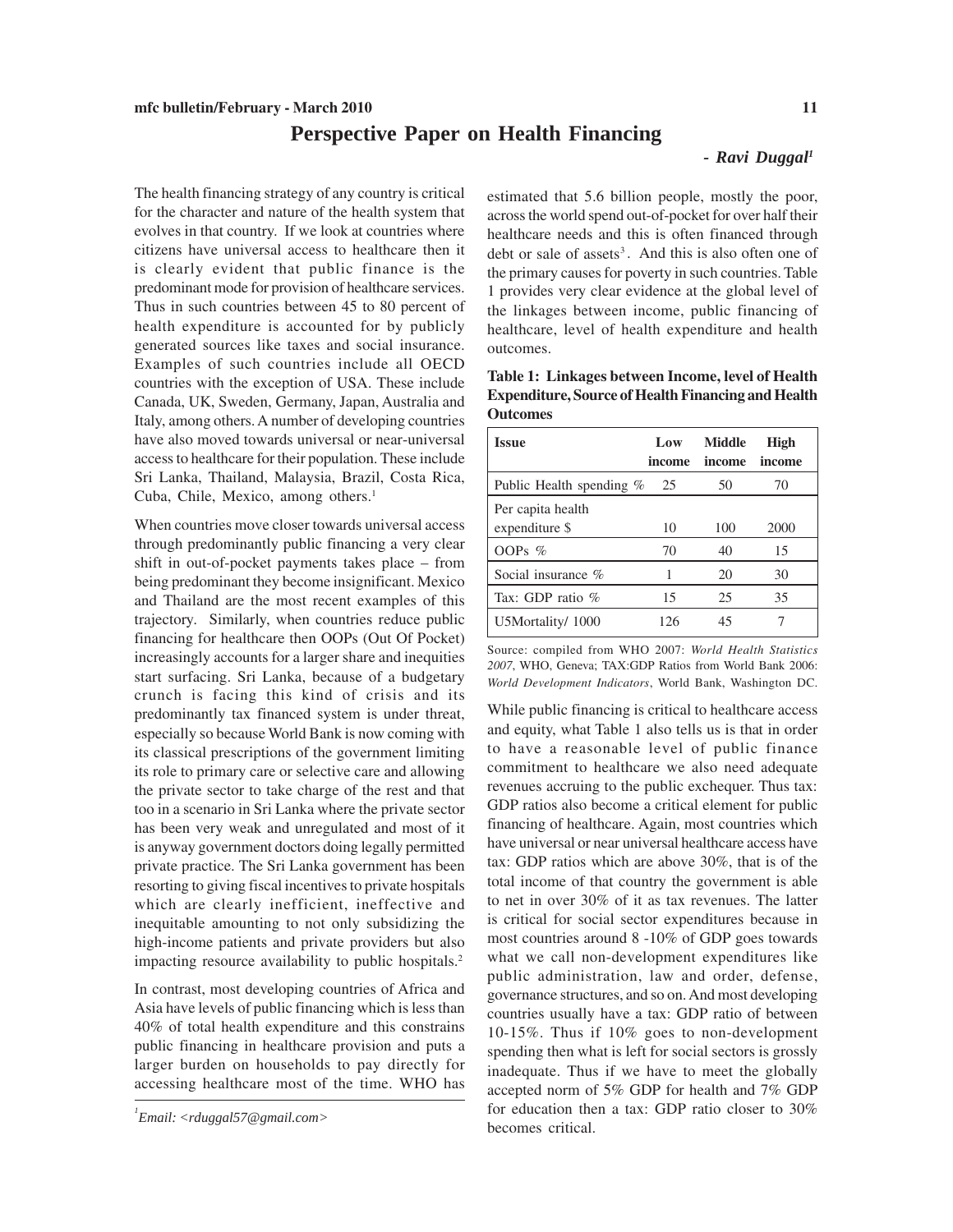# Perspective Paper on Health Financing

*- Ravi Duggal[1]*

The health financing strategy of any country is critical for the character and nature of the health system that evolves in that country. If we look at countries where citizens have universal access to healthcare then it is clearly evident that public finance is the predominant mode for provision of healthcare services. Thus in such countries between 45 to 80 percent of health expenditure is accounted for by publicly generated sources like taxes and social insurance. Examples of such countries include all OECD countries with the exception of USA. These include Canada, UK, Sweden, Germany, Japan, Australia and Italy, among others. A number of developing countries have also moved towards universal or near-universal access to healthcare for their population. These include Sri Lanka, Thailand, Malaysia, Brazil, Costa Rica, Cuba, Chile, Mexico, among others.[1]

When countries move closer towards universal access through predominantly public financing a very clear shift in out-of-pocket payments takes place – from being predominant they become insignificant. Mexico and Thailand are the most recent examples of this trajectory. Similarly, when countries reduce public financing for healthcare then OOPs (Out Of Pocket) increasingly accounts for a larger share and inequities start surfacing. Sri Lanka, because of a budgetary crunch is facing this kind of crisis and its predominantly tax financed system is under threat, especially so because World Bank is now coming with its classical prescriptions of the government limiting its role to primary care or selective care and allowing the private sector to take charge of the rest and that too in a scenario in Sri Lanka where the private sector has been very weak and unregulated and most of it is anyway government doctors doing legally permitted private practice. The Sri Lanka government has been resorting to giving fiscal incentives to private hospitals which are clearly inefficient, ineffective and inequitable amounting to not only subsidizing the high-income patients and private providers but also impacting resource availability to public hospitals.[2]

In contrast, most developing countries of Africa and Asia have levels of public financing which is less than 40% of total health expenditure and this constrains public financing in healthcare provision and puts a larger burden on households to pay directly for accessing healthcare most of the time. WHO has estimated that 5.6 billion people, mostly the poor, across the world spend out-of-pocket for over half their healthcare needs and this is often financed through debt or sale of assets[3]. And this is also often one of the primary causes for poverty in such countries. Table 1 provides very clear evidence at the global level of the linkages between income, public financing of healthcare, level of health expenditure and health outcomes.

**Table 1: Linkages between Income, level of Health Expenditure, Source of Health Financing and Health Outcomes**

| Issue | Low income | Middle income | High income |
|---|---|---|---|
| Public Health spending % | 25 | 50 | 70 |
| Per capita health expenditure $ | 10 | 100 | 2000 |
| OOPs % | 70 | 40 | 15 |
| Social insurance % | 1 | 20 | 30 |
| Tax: GDP ratio % | 15 | 25 | 35 |
| U5Mortality/ 1000 | 126 | 45 | 7 |

Source: compiled from WHO 2007: *World Health Statistics 2007*, WHO, Geneva; TAX:GDP Ratios from World Bank 2006: *World Development Indicators*, World Bank, Washington DC.

While public financing is critical to healthcare access and equity, what Table 1 also tells us is that in order to have a reasonable level of public finance commitment to healthcare we also need adequate revenues accruing to the public exchequer. Thus tax: GDP ratios also become a critical element for public financing of healthcare. Again, most countries which have universal or near universal healthcare access have tax: GDP ratios which are above 30%, that is of the total income of that country the government is able to net in over 30% of it as tax revenues. The latter is critical for social sector expenditures because in most countries around 8 -10% of GDP goes towards what we call non-development expenditures like public administration, law and order, defense, governance structures, and so on. And most developing countries usually have a tax: GDP ratio of between 10-15%. Thus if 10% goes to non-development spending then what is left for social sectors is grossly inadequate. Thus if we have to meet the globally accepted norm of 5% GDP for health and 7% GDP for education then a tax: GDP ratio closer to 30% becomes critical.

---

[1] *Email: <rduggal57@gmail.com>*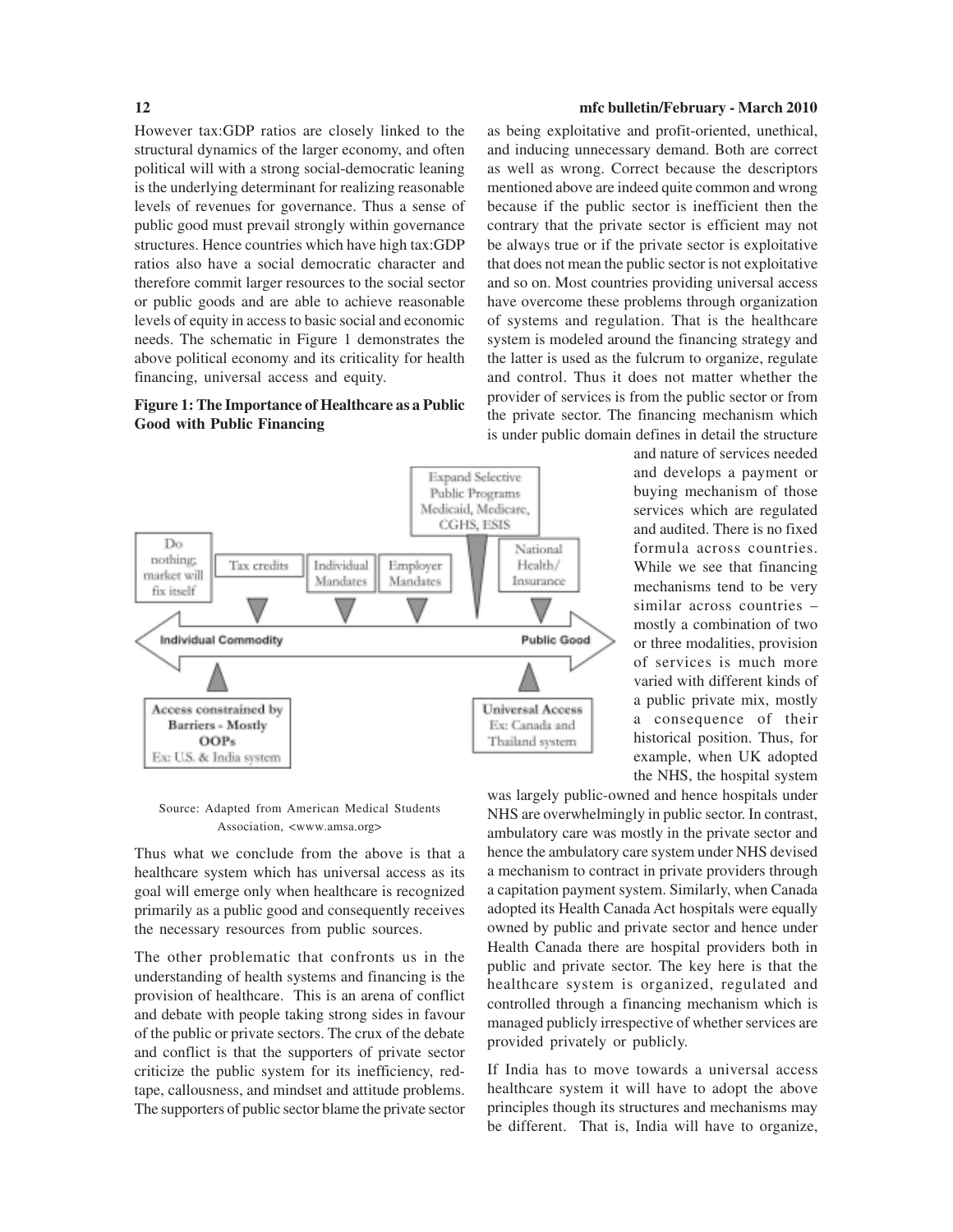However tax:GDP ratios are closely linked to the structural dynamics of the larger economy, and often political will with a strong social-democratic leaning is the underlying determinant for realizing reasonable levels of revenues for governance. Thus a sense of public good must prevail strongly within governance structures. Hence countries which have high tax:GDP ratios also have a social democratic character and therefore commit larger resources to the social sector or public goods and are able to achieve reasonable levels of equity in access to basic social and economic needs. The schematic in Figure 1 demonstrates the above political economy and its criticality for health financing, universal access and equity.

**Figure 1: The Importance of Healthcare as a Public Good with Public Financing**

Individual Commodity ⟷ Public Good

- Do nothing; market will fix itself
- Tax credits
- Individual Mandates
- Employer Mandates
- Expand Selective Public Programs Medicaid, Medicare, CGHS, ESIS
- National Health/ Insurance

**Access constrained by Barriers - Mostly OOPs**
Ex: U.S. & India system

**Universal Access**
Ex: Canada and Thailand system

Source: Adapted from American Medical Students Association, <www.amsa.org>

Thus what we conclude from the above is that a healthcare system which has universal access as its goal will emerge only when healthcare is recognized primarily as a public good and consequently receives the necessary resources from public sources.

The other problematic that confronts us in the understanding of health systems and financing is the provision of healthcare. This is an arena of conflict and debate with people taking strong sides in favour of the public or private sectors. The crux of the debate and conflict is that the supporters of private sector criticize the public system for its inefficiency, red-tape, callousness, and mindset and attitude problems. The supporters of public sector blame the private sector as being exploitative and profit-oriented, unethical, and inducing unnecessary demand. Both are correct as well as wrong. Correct because the descriptors mentioned above are indeed quite common and wrong because if the public sector is inefficient then the contrary that the private sector is efficient may not be always true or if the private sector is exploitative that does not mean the public sector is not exploitative and so on. Most countries providing universal access have overcome these problems through organization of systems and regulation. That is the healthcare system is modeled around the financing strategy and the latter is used as the fulcrum to organize, regulate and control. Thus it does not matter whether the provider of services is from the public sector or from the private sector. The financing mechanism which is under public domain defines in detail the structure and nature of services needed and develops a payment or buying mechanism of those services which are regulated and audited. There is no fixed formula across countries. While we see that financing mechanisms tend to be very similar across countries – mostly a combination of two or three modalities, provision of services is much more varied with different kinds of a public private mix, mostly a consequence of their historical position. Thus, for example, when UK adopted the NHS, the hospital system was largely public-owned and hence hospitals under NHS are overwhelmingly in public sector. In contrast, ambulatory care was mostly in the private sector and hence the ambulatory care system under NHS devised a mechanism to contract in private providers through a capitation payment system. Similarly, when Canada adopted its Health Canada Act hospitals were equally owned by public and private sector and hence under Health Canada there are hospital providers both in public and private sector. The key here is that the healthcare system is organized, regulated and controlled through a financing mechanism which is managed publicly irrespective of whether services are provided privately or publicly.

If India has to move towards a universal access healthcare system it will have to adopt the above principles though its structures and mechanisms may be different. That is, India will have to organize,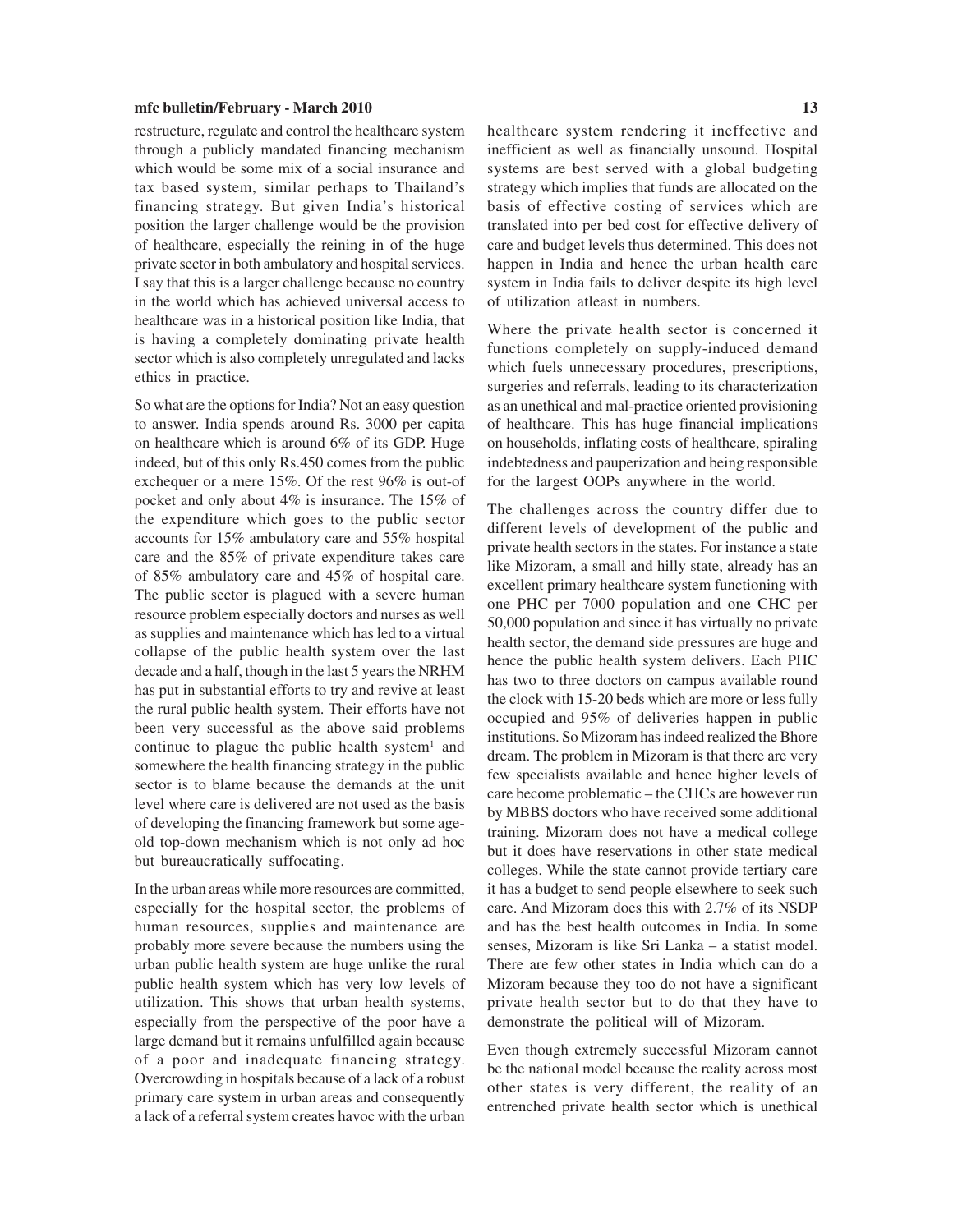restructure, regulate and control the healthcare system through a publicly mandated financing mechanism which would be some mix of a social insurance and tax based system, similar perhaps to Thailand's financing strategy. But given India's historical position the larger challenge would be the provision of healthcare, especially the reining in of the huge private sector in both ambulatory and hospital services. I say that this is a larger challenge because no country in the world which has achieved universal access to healthcare was in a historical position like India, that is having a completely dominating private health sector which is also completely unregulated and lacks ethics in practice.

So what are the options for India? Not an easy question to answer. India spends around Rs. 3000 per capita on healthcare which is around 6% of its GDP. Huge indeed, but of this only Rs.450 comes from the public exchequer or a mere 15%. Of the rest 96% is out-of pocket and only about 4% is insurance. The 15% of the expenditure which goes to the public sector accounts for 15% ambulatory care and 55% hospital care and the 85% of private expenditure takes care of 85% ambulatory care and 45% of hospital care. The public sector is plagued with a severe human resource problem especially doctors and nurses as well as supplies and maintenance which has led to a virtual collapse of the public health system over the last decade and a half, though in the last 5 years the NRHM has put in substantial efforts to try and revive at least the rural public health system. Their efforts have not been very successful as the above said problems continue to plague the public health system[1] and somewhere the health financing strategy in the public sector is to blame because the demands at the unit level where care is delivered are not used as the basis of developing the financing framework but some age-old top-down mechanism which is not only ad hoc but bureaucratically suffocating.

In the urban areas while more resources are committed, especially for the hospital sector, the problems of human resources, supplies and maintenance are probably more severe because the numbers using the urban public health system are huge unlike the rural public health system which has very low levels of utilization. This shows that urban health systems, especially from the perspective of the poor have a large demand but it remains unfulfilled again because of a poor and inadequate financing strategy. Overcrowding in hospitals because of a lack of a robust primary care system in urban areas and consequently a lack of a referral system creates havoc with the urban healthcare system rendering it ineffective and inefficient as well as financially unsound. Hospital systems are best served with a global budgeting strategy which implies that funds are allocated on the basis of effective costing of services which are translated into per bed cost for effective delivery of care and budget levels thus determined. This does not happen in India and hence the urban health care system in India fails to deliver despite its high level of utilization atleast in numbers.

Where the private health sector is concerned it functions completely on supply-induced demand which fuels unnecessary procedures, prescriptions, surgeries and referrals, leading to its characterization as an unethical and mal-practice oriented provisioning of healthcare. This has huge financial implications on households, inflating costs of healthcare, spiraling indebtedness and pauperization and being responsible for the largest OOPs anywhere in the world.

The challenges across the country differ due to different levels of development of the public and private health sectors in the states. For instance a state like Mizoram, a small and hilly state, already has an excellent primary healthcare system functioning with one PHC per 7000 population and one CHC per 50,000 population and since it has virtually no private health sector, the demand side pressures are huge and hence the public health system delivers. Each PHC has two to three doctors on campus available round the clock with 15-20 beds which are more or less fully occupied and 95% of deliveries happen in public institutions. So Mizoram has indeed realized the Bhore dream. The problem in Mizoram is that there are very few specialists available and hence higher levels of care become problematic – the CHCs are however run by MBBS doctors who have received some additional training. Mizoram does not have a medical college but it does have reservations in other state medical colleges. While the state cannot provide tertiary care it has a budget to send people elsewhere to seek such care. And Mizoram does this with 2.7% of its NSDP and has the best health outcomes in India. In some senses, Mizoram is like Sri Lanka – a statist model. There are few other states in India which can do a Mizoram because they too do not have a significant private health sector but to do that they have to demonstrate the political will of Mizoram.

Even though extremely successful Mizoram cannot be the national model because the reality across most other states is very different, the reality of an entrenched private health sector which is unethical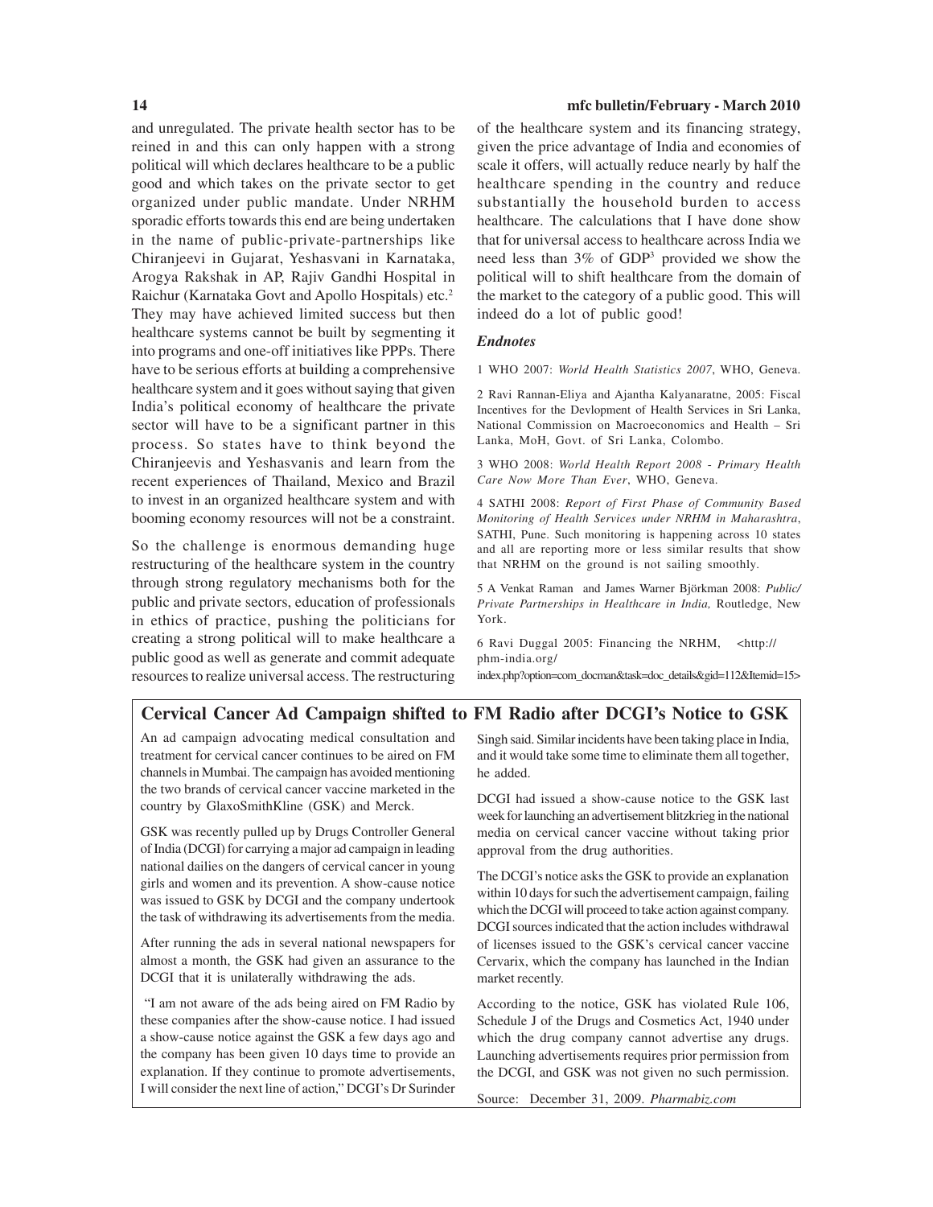and unregulated. The private health sector has to be reined in and this can only happen with a strong political will which declares healthcare to be a public good and which takes on the private sector to get organized under public mandate. Under NRHM sporadic efforts towards this end are being undertaken in the name of public-private-partnerships like Chiranjeevi in Gujarat, Yeshasvani in Karnataka, Arogya Rakshak in AP, Rajiv Gandhi Hospital in Raichur (Karnataka Govt and Apollo Hospitals) etc.[2] They may have achieved limited success but then healthcare systems cannot be built by segmenting it into programs and one-off initiatives like PPPs. There have to be serious efforts at building a comprehensive healthcare system and it goes without saying that given India's political economy of healthcare the private sector will have to be a significant partner in this process. So states have to think beyond the Chiranjeevis and Yeshasvanis and learn from the recent experiences of Thailand, Mexico and Brazil to invest in an organized healthcare system and with booming economy resources will not be a constraint.

So the challenge is enormous demanding huge restructuring of the healthcare system in the country through strong regulatory mechanisms both for the public and private sectors, education of professionals in ethics of practice, pushing the politicians for creating a strong political will to make healthcare a public good as well as generate and commit adequate resources to realize universal access. The restructuring of the healthcare system and its financing strategy, given the price advantage of India and economies of scale it offers, will actually reduce nearly by half the healthcare spending in the country and reduce substantially the household burden to access healthcare. The calculations that I have done show that for universal access to healthcare across India we need less than 3% of GDP[3] provided we show the political will to shift healthcare from the domain of the market to the category of a public good. This will indeed do a lot of public good!

### *Endnotes*

1 WHO 2007: *World Health Statistics 2007*, WHO, Geneva.

2 Ravi Rannan-Eliya and Ajantha Kalyanaratne, 2005: Fiscal Incentives for the Devlopment of Health Services in Sri Lanka, National Commission on Macroeconomics and Health – Sri Lanka, MoH, Govt. of Sri Lanka, Colombo.

3 WHO 2008: *World Health Report 2008 - Primary Health Care Now More Than Ever*, WHO, Geneva.

4 SATHI 2008: *Report of First Phase of Community Based Monitoring of Health Services under NRHM in Maharashtra*, SATHI, Pune. Such monitoring is happening across 10 states and all are reporting more or less similar results that show that NRHM on the ground is not sailing smoothly.

5 A Venkat Raman and James Warner Björkman 2008: *Public/Private Partnerships in Healthcare in India,* Routledge, New York.

6 Ravi Duggal 2005: Financing the NRHM, <http://phm-india.org/index.php?option=com_docman&task=doc_details&gid=112&Itemid=15>

## Cervical Cancer Ad Campaign shifted to FM Radio after DCGI's Notice to GSK

An ad campaign advocating medical consultation and treatment for cervical cancer continues to be aired on FM channels in Mumbai. The campaign has avoided mentioning the two brands of cervical cancer vaccine marketed in the country by GlaxoSmithKline (GSK) and Merck.

GSK was recently pulled up by Drugs Controller General of India (DCGI) for carrying a major ad campaign in leading national dailies on the dangers of cervical cancer in young girls and women and its prevention. A show-cause notice was issued to GSK by DCGI and the company undertook the task of withdrawing its advertisements from the media.

After running the ads in several national newspapers for almost a month, the GSK had given an assurance to the DCGI that it is unilaterally withdrawing the ads.

"I am not aware of the ads being aired on FM Radio by these companies after the show-cause notice. I had issued a show-cause notice against the GSK a few days ago and the company has been given 10 days time to provide an explanation. If they continue to promote advertisements, I will consider the next line of action," DCGI's Dr Surinder Singh said. Similar incidents have been taking place in India, and it would take some time to eliminate them all together, he added.

DCGI had issued a show-cause notice to the GSK last week for launching an advertisement blitzkrieg in the national media on cervical cancer vaccine without taking prior approval from the drug authorities.

The DCGI's notice asks the GSK to provide an explanation within 10 days for such the advertisement campaign, failing which the DCGI will proceed to take action against company. DCGI sources indicated that the action includes withdrawal of licenses issued to the GSK's cervical cancer vaccine Cervarix, which the company has launched in the Indian market recently.

According to the notice, GSK has violated Rule 106, Schedule J of the Drugs and Cosmetics Act, 1940 under which the drug company cannot advertise any drugs. Launching advertisements requires prior permission from the DCGI, and GSK was not given no such permission.

Source: December 31, 2009. *Pharmabiz.com*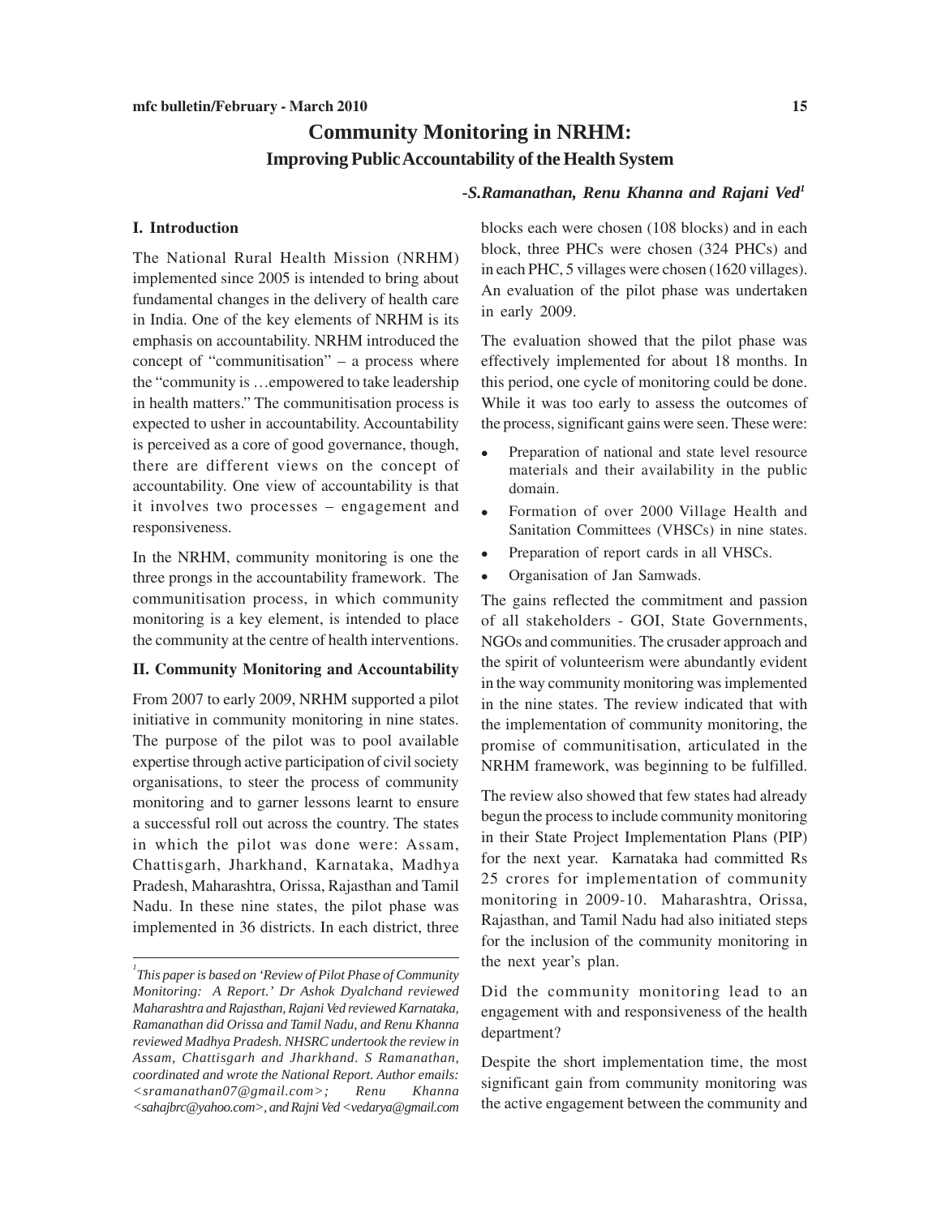# Community Monitoring in NRHM:
## Improving Public Accountability of the Health System

*-S.Ramanathan, Renu Khanna and Rajani Ved*[1]

### I. Introduction

The National Rural Health Mission (NRHM) implemented since 2005 is intended to bring about fundamental changes in the delivery of health care in India. One of the key elements of NRHM is its emphasis on accountability. NRHM introduced the concept of "communitisation" – a process where the "community is …empowered to take leadership in health matters." The communitisation process is expected to usher in accountability. Accountability is perceived as a core of good governance, though, there are different views on the concept of accountability. One view of accountability is that it involves two processes – engagement and responsiveness.

In the NRHM, community monitoring is one the three prongs in the accountability framework. The communitisation process, in which community monitoring is a key element, is intended to place the community at the centre of health interventions.

### II. Community Monitoring and Accountability

From 2007 to early 2009, NRHM supported a pilot initiative in community monitoring in nine states. The purpose of the pilot was to pool available expertise through active participation of civil society organisations, to steer the process of community monitoring and to garner lessons learnt to ensure a successful roll out across the country. The states in which the pilot was done were: Assam, Chattisgarh, Jharkhand, Karnataka, Madhya Pradesh, Maharashtra, Orissa, Rajasthan and Tamil Nadu. In these nine states, the pilot phase was implemented in 36 districts. In each district, three blocks each were chosen (108 blocks) and in each block, three PHCs were chosen (324 PHCs) and in each PHC, 5 villages were chosen (1620 villages). An evaluation of the pilot phase was undertaken in early 2009.

The evaluation showed that the pilot phase was effectively implemented for about 18 months. In this period, one cycle of monitoring could be done. While it was too early to assess the outcomes of the process, significant gains were seen. These were:

- Preparation of national and state level resource materials and their availability in the public domain.
- Formation of over 2000 Village Health and Sanitation Committees (VHSCs) in nine states.
- Preparation of report cards in all VHSCs.
- Organisation of Jan Samwads.

The gains reflected the commitment and passion of all stakeholders - GOI, State Governments, NGOs and communities. The crusader approach and the spirit of volunteerism were abundantly evident in the way community monitoring was implemented in the nine states. The review indicated that with the implementation of community monitoring, the promise of communitisation, articulated in the NRHM framework, was beginning to be fulfilled.

The review also showed that few states had already begun the process to include community monitoring in their State Project Implementation Plans (PIP) for the next year. Karnataka had committed Rs 25 crores for implementation of community monitoring in 2009-10. Maharashtra, Orissa, Rajasthan, and Tamil Nadu had also initiated steps for the inclusion of the community monitoring in the next year's plan.

Did the community monitoring lead to an engagement with and responsiveness of the health department?

Despite the short implementation time, the most significant gain from community monitoring was the active engagement between the community and

---

[1] *This paper is based on 'Review of Pilot Phase of Community Monitoring: A Report.' Dr Ashok Dyalchand reviewed Maharashtra and Rajasthan, Rajani Ved reviewed Karnataka, Ramanathan did Orissa and Tamil Nadu, and Renu Khanna reviewed Madhya Pradesh. NHSRC undertook the review in Assam, Chattisgarh and Jharkhand. S Ramanathan, coordinated and wrote the National Report. Author emails: <sramanathan07@gmail.com>; Renu Khanna <sahajbrc@yahoo.com>, and Rajni Ved <vedarya@gmail.com*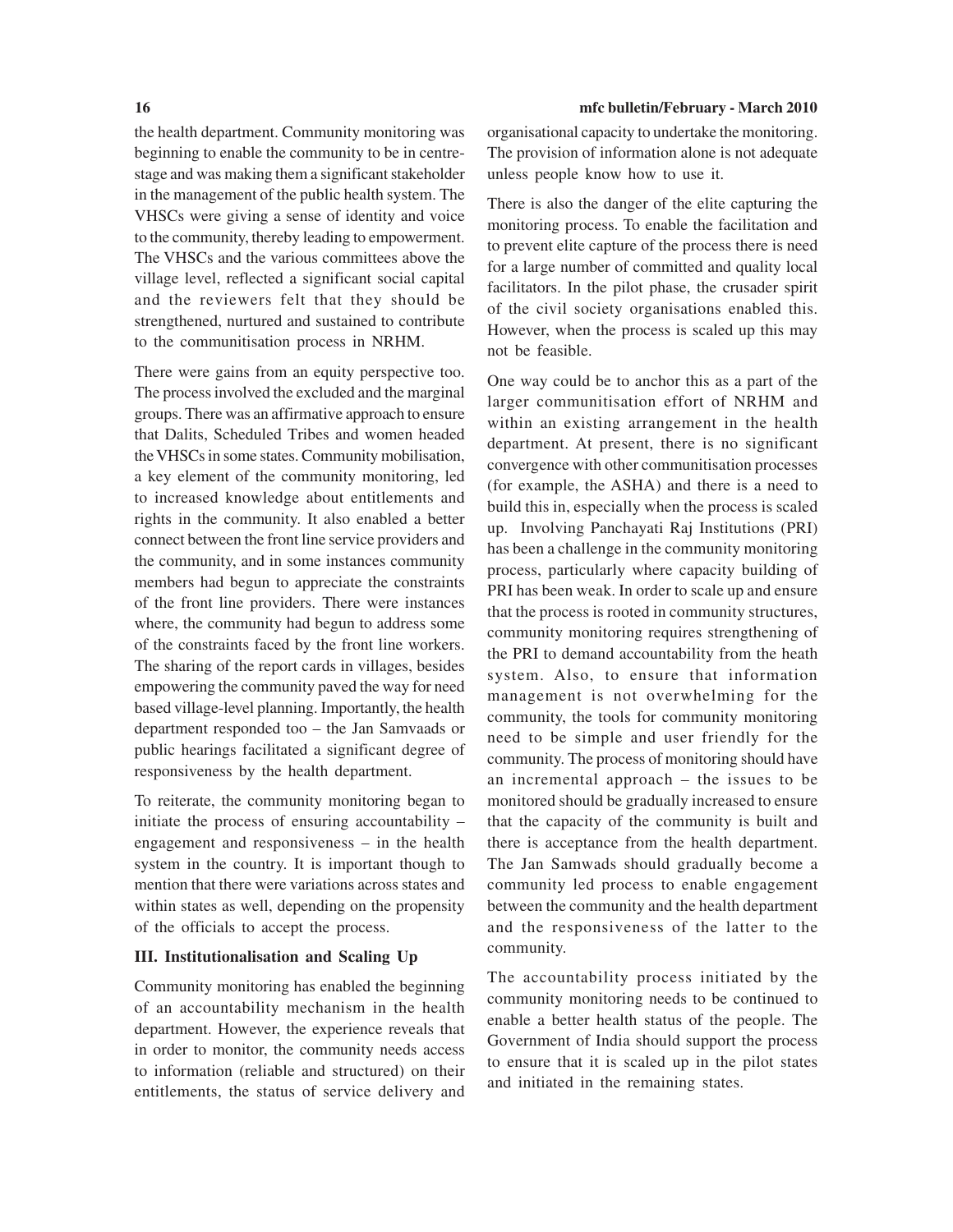the health department. Community monitoring was beginning to enable the community to be in centre-stage and was making them a significant stakeholder in the management of the public health system. The VHSCs were giving a sense of identity and voice to the community, thereby leading to empowerment. The VHSCs and the various committees above the village level, reflected a significant social capital and the reviewers felt that they should be strengthened, nurtured and sustained to contribute to the communitisation process in NRHM.

There were gains from an equity perspective too. The process involved the excluded and the marginal groups. There was an affirmative approach to ensure that Dalits, Scheduled Tribes and women headed the VHSCs in some states. Community mobilisation, a key element of the community monitoring, led to increased knowledge about entitlements and rights in the community. It also enabled a better connect between the front line service providers and the community, and in some instances community members had begun to appreciate the constraints of the front line providers. There were instances where, the community had begun to address some of the constraints faced by the front line workers. The sharing of the report cards in villages, besides empowering the community paved the way for need based village-level planning. Importantly, the health department responded too – the Jan Samvaads or public hearings facilitated a significant degree of responsiveness by the health department.

To reiterate, the community monitoring began to initiate the process of ensuring accountability – engagement and responsiveness – in the health system in the country. It is important though to mention that there were variations across states and within states as well, depending on the propensity of the officials to accept the process.

### III. Institutionalisation and Scaling Up

Community monitoring has enabled the beginning of an accountability mechanism in the health department. However, the experience reveals that in order to monitor, the community needs access to information (reliable and structured) on their entitlements, the status of service delivery and organisational capacity to undertake the monitoring. The provision of information alone is not adequate unless people know how to use it.

There is also the danger of the elite capturing the monitoring process. To enable the facilitation and to prevent elite capture of the process there is need for a large number of committed and quality local facilitators. In the pilot phase, the crusader spirit of the civil society organisations enabled this. However, when the process is scaled up this may not be feasible.

One way could be to anchor this as a part of the larger communitisation effort of NRHM and within an existing arrangement in the health department. At present, there is no significant convergence with other communitisation processes (for example, the ASHA) and there is a need to build this in, especially when the process is scaled up. Involving Panchayati Raj Institutions (PRI) has been a challenge in the community monitoring process, particularly where capacity building of PRI has been weak. In order to scale up and ensure that the process is rooted in community structures, community monitoring requires strengthening of the PRI to demand accountability from the heath system. Also, to ensure that information management is not overwhelming for the community, the tools for community monitoring need to be simple and user friendly for the community. The process of monitoring should have an incremental approach – the issues to be monitored should be gradually increased to ensure that the capacity of the community is built and there is acceptance from the health department. The Jan Samwads should gradually become a community led process to enable engagement between the community and the health department and the responsiveness of the latter to the community.

The accountability process initiated by the community monitoring needs to be continued to enable a better health status of the people. The Government of India should support the process to ensure that it is scaled up in the pilot states and initiated in the remaining states.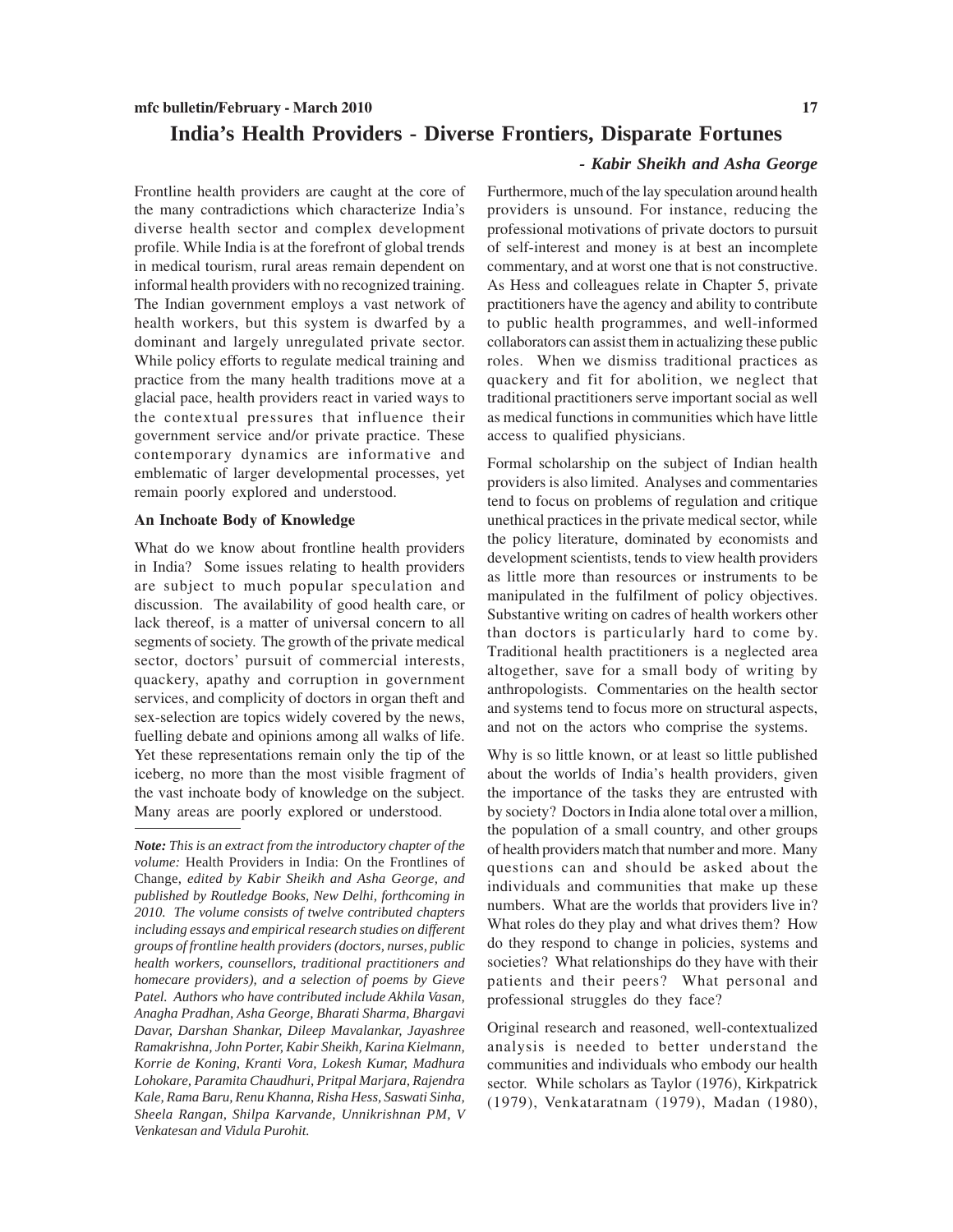# India's Health Providers - Diverse Frontiers, Disparate Fortunes

***- Kabir Sheikh and Asha George***

Frontline health providers are caught at the core of the many contradictions which characterize India's diverse health sector and complex development profile. While India is at the forefront of global trends in medical tourism, rural areas remain dependent on informal health providers with no recognized training. The Indian government employs a vast network of health workers, but this system is dwarfed by a dominant and largely unregulated private sector. While policy efforts to regulate medical training and practice from the many health traditions move at a glacial pace, health providers react in varied ways to the contextual pressures that influence their government service and/or private practice. These contemporary dynamics are informative and emblematic of larger developmental processes, yet remain poorly explored and understood.

**An Inchoate Body of Knowledge**

What do we know about frontline health providers in India? Some issues relating to health providers are subject to much popular speculation and discussion. The availability of good health care, or lack thereof, is a matter of universal concern to all segments of society. The growth of the private medical sector, doctors' pursuit of commercial interests, quackery, apathy and corruption in government services, and complicity of doctors in organ theft and sex-selection are topics widely covered by the news, fuelling debate and opinions among all walks of life. Yet these representations remain only the tip of the iceberg, no more than the most visible fragment of the vast inchoate body of knowledge on the subject. Many areas are poorly explored or understood.

Furthermore, much of the lay speculation around health providers is unsound. For instance, reducing the professional motivations of private doctors to pursuit of self-interest and money is at best an incomplete commentary, and at worst one that is not constructive. As Hess and colleagues relate in Chapter 5, private practitioners have the agency and ability to contribute to public health programmes, and well-informed collaborators can assist them in actualizing these public roles. When we dismiss traditional practices as quackery and fit for abolition, we neglect that traditional practitioners serve important social as well as medical functions in communities which have little access to qualified physicians.

Formal scholarship on the subject of Indian health providers is also limited. Analyses and commentaries tend to focus on problems of regulation and critique unethical practices in the private medical sector, while the policy literature, dominated by economists and development scientists, tends to view health providers as little more than resources or instruments to be manipulated in the fulfilment of policy objectives. Substantive writing on cadres of health workers other than doctors is particularly hard to come by. Traditional health practitioners is a neglected area altogether, save for a small body of writing by anthropologists. Commentaries on the health sector and systems tend to focus more on structural aspects, and not on the actors who comprise the systems.

Why is so little known, or at least so little published about the worlds of India's health providers, given the importance of the tasks they are entrusted with by society? Doctors in India alone total over a million, the population of a small country, and other groups of health providers match that number and more. Many questions can and should be asked about the individuals and communities that make up these numbers. What are the worlds that providers live in? What roles do they play and what drives them? How do they respond to change in policies, systems and societies? What relationships do they have with their patients and their peers? What personal and professional struggles do they face?

Original research and reasoned, well-contextualized analysis is needed to better understand the communities and individuals who embody our health sector. While scholars as Taylor (1976), Kirkpatrick (1979), Venkataratnam (1979), Madan (1980),

---

***Note:** This is an extract from the introductory chapter of the volume:* Health Providers in India: On the Frontlines of Change*, edited by Kabir Sheikh and Asha George, and published by Routledge Books, New Delhi, forthcoming in 2010. The volume consists of twelve contributed chapters including essays and empirical research studies on different groups of frontline health providers (doctors, nurses, public health workers, counsellors, traditional practitioners and homecare providers), and a selection of poems by Gieve Patel. Authors who have contributed include Akhila Vasan, Anagha Pradhan, Asha George, Bharati Sharma, Bhargavi Davar, Darshan Shankar, Dileep Mavalankar, Jayashree Ramakrishna, John Porter, Kabir Sheikh, Karina Kielmann, Korrie de Koning, Kranti Vora, Lokesh Kumar, Madhura Lohokare, Paramita Chaudhuri, Pritpal Marjara, Rajendra Kale, Rama Baru, Renu Khanna, Risha Hess, Saswati Sinha, Sheela Rangan, Shilpa Karvande, Unnikrishnan PM, V Venkatesan and Vidula Purohit.*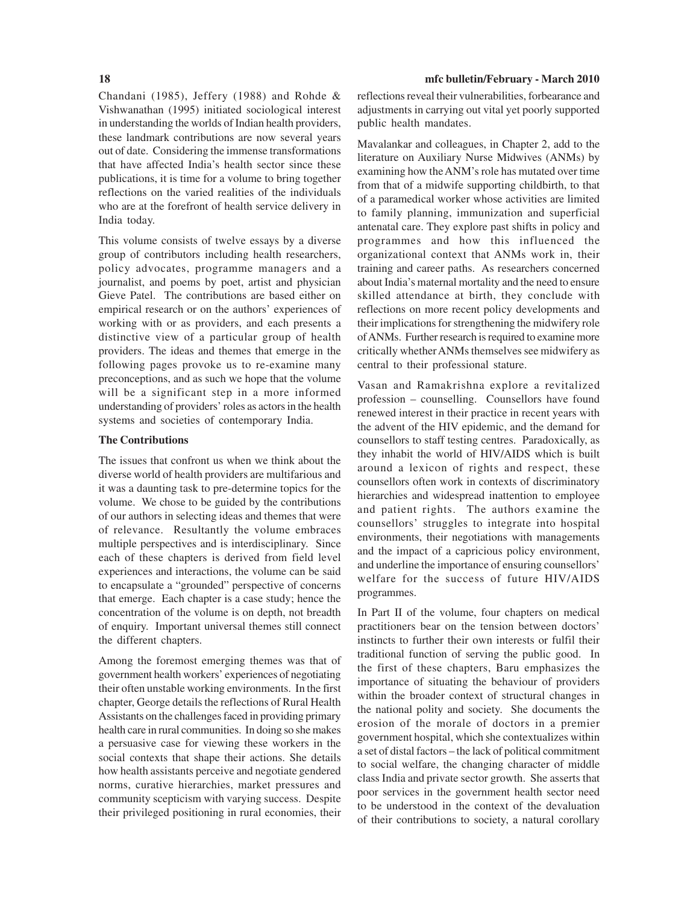Chandani (1985), Jeffery (1988) and Rohde & Vishwanathan (1995) initiated sociological interest in understanding the worlds of Indian health providers, these landmark contributions are now several years out of date. Considering the immense transformations that have affected India's health sector since these publications, it is time for a volume to bring together reflections on the varied realities of the individuals who are at the forefront of health service delivery in India today.

This volume consists of twelve essays by a diverse group of contributors including health researchers, policy advocates, programme managers and a journalist, and poems by poet, artist and physician Gieve Patel. The contributions are based either on empirical research or on the authors' experiences of working with or as providers, and each presents a distinctive view of a particular group of health providers. The ideas and themes that emerge in the following pages provoke us to re-examine many preconceptions, and as such we hope that the volume will be a significant step in a more informed understanding of providers' roles as actors in the health systems and societies of contemporary India.

**The Contributions**

The issues that confront us when we think about the diverse world of health providers are multifarious and it was a daunting task to pre-determine topics for the volume. We chose to be guided by the contributions of our authors in selecting ideas and themes that were of relevance. Resultantly the volume embraces multiple perspectives and is interdisciplinary. Since each of these chapters is derived from field level experiences and interactions, the volume can be said to encapsulate a "grounded" perspective of concerns that emerge. Each chapter is a case study; hence the concentration of the volume is on depth, not breadth of enquiry. Important universal themes still connect the different chapters.

Among the foremost emerging themes was that of government health workers' experiences of negotiating their often unstable working environments. In the first chapter, George details the reflections of Rural Health Assistants on the challenges faced in providing primary health care in rural communities. In doing so she makes a persuasive case for viewing these workers in the social contexts that shape their actions. She details how health assistants perceive and negotiate gendered norms, curative hierarchies, market pressures and community scepticism with varying success. Despite their privileged positioning in rural economies, their reflections reveal their vulnerabilities, forbearance and adjustments in carrying out vital yet poorly supported public health mandates.

Mavalankar and colleagues, in Chapter 2, add to the literature on Auxiliary Nurse Midwives (ANMs) by examining how the ANM's role has mutated over time from that of a midwife supporting childbirth, to that of a paramedical worker whose activities are limited to family planning, immunization and superficial antenatal care. They explore past shifts in policy and programmes and how this influenced the organizational context that ANMs work in, their training and career paths. As researchers concerned about India's maternal mortality and the need to ensure skilled attendance at birth, they conclude with reflections on more recent policy developments and their implications for strengthening the midwifery role of ANMs. Further research is required to examine more critically whether ANMs themselves see midwifery as central to their professional stature.

Vasan and Ramakrishna explore a revitalized profession – counselling. Counsellors have found renewed interest in their practice in recent years with the advent of the HIV epidemic, and the demand for counsellors to staff testing centres. Paradoxically, as they inhabit the world of HIV/AIDS which is built around a lexicon of rights and respect, these counsellors often work in contexts of discriminatory hierarchies and widespread inattention to employee and patient rights. The authors examine the counsellors' struggles to integrate into hospital environments, their negotiations with managements and the impact of a capricious policy environment, and underline the importance of ensuring counsellors' welfare for the success of future HIV/AIDS programmes.

In Part II of the volume, four chapters on medical practitioners bear on the tension between doctors' instincts to further their own interests or fulfil their traditional function of serving the public good. In the first of these chapters, Baru emphasizes the importance of situating the behaviour of providers within the broader context of structural changes in the national polity and society. She documents the erosion of the morale of doctors in a premier government hospital, which she contextualizes within a set of distal factors – the lack of political commitment to social welfare, the changing character of middle class India and private sector growth. She asserts that poor services in the government health sector need to be understood in the context of the devaluation of their contributions to society, a natural corollary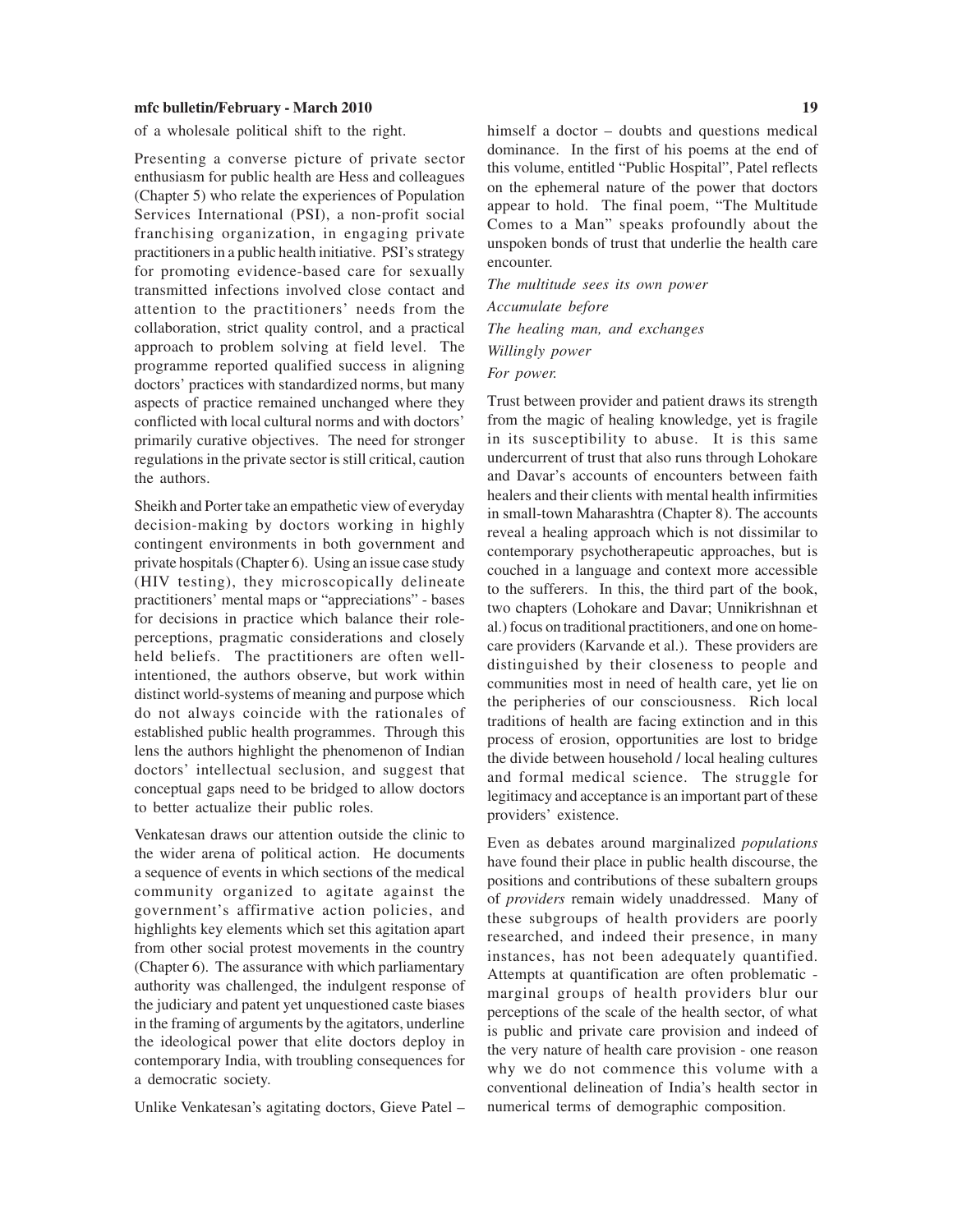of a wholesale political shift to the right.

Presenting a converse picture of private sector enthusiasm for public health are Hess and colleagues (Chapter 5) who relate the experiences of Population Services International (PSI), a non-profit social franchising organization, in engaging private practitioners in a public health initiative. PSI's strategy for promoting evidence-based care for sexually transmitted infections involved close contact and attention to the practitioners' needs from the collaboration, strict quality control, and a practical approach to problem solving at field level. The programme reported qualified success in aligning doctors' practices with standardized norms, but many aspects of practice remained unchanged where they conflicted with local cultural norms and with doctors' primarily curative objectives. The need for stronger regulations in the private sector is still critical, caution the authors.

Sheikh and Porter take an empathetic view of everyday decision-making by doctors working in highly contingent environments in both government and private hospitals (Chapter 6). Using an issue case study (HIV testing), they microscopically delineate practitioners' mental maps or "appreciations" - bases for decisions in practice which balance their role-perceptions, pragmatic considerations and closely held beliefs. The practitioners are often well-intentioned, the authors observe, but work within distinct world-systems of meaning and purpose which do not always coincide with the rationales of established public health programmes. Through this lens the authors highlight the phenomenon of Indian doctors' intellectual seclusion, and suggest that conceptual gaps need to be bridged to allow doctors to better actualize their public roles.

Venkatesan draws our attention outside the clinic to the wider arena of political action. He documents a sequence of events in which sections of the medical community organized to agitate against the government's affirmative action policies, and highlights key elements which set this agitation apart from other social protest movements in the country (Chapter 6). The assurance with which parliamentary authority was challenged, the indulgent response of the judiciary and patent yet unquestioned caste biases in the framing of arguments by the agitators, underline the ideological power that elite doctors deploy in contemporary India, with troubling consequences for a democratic society.

Unlike Venkatesan's agitating doctors, Gieve Patel – himself a doctor – doubts and questions medical dominance. In the first of his poems at the end of this volume, entitled "Public Hospital", Patel reflects on the ephemeral nature of the power that doctors appear to hold. The final poem, "The Multitude Comes to a Man" speaks profoundly about the unspoken bonds of trust that underlie the health care encounter.

*The multitude sees its own power*

*Accumulate before*

*The healing man, and exchanges*

*Willingly power*

*For power.*

Trust between provider and patient draws its strength from the magic of healing knowledge, yet is fragile in its susceptibility to abuse. It is this same undercurrent of trust that also runs through Lohokare and Davar's accounts of encounters between faith healers and their clients with mental health infirmities in small-town Maharashtra (Chapter 8). The accounts reveal a healing approach which is not dissimilar to contemporary psychotherapeutic approaches, but is couched in a language and context more accessible to the sufferers. In this, the third part of the book, two chapters (Lohokare and Davar; Unnikrishnan et al.) focus on traditional practitioners, and one on home-care providers (Karvande et al.). These providers are distinguished by their closeness to people and communities most in need of health care, yet lie on the peripheries of our consciousness. Rich local traditions of health are facing extinction and in this process of erosion, opportunities are lost to bridge the divide between household / local healing cultures and formal medical science. The struggle for legitimacy and acceptance is an important part of these providers' existence.

Even as debates around marginalized *populations* have found their place in public health discourse, the positions and contributions of these subaltern groups of *providers* remain widely unaddressed. Many of these subgroups of health providers are poorly researched, and indeed their presence, in many instances, has not been adequately quantified. Attempts at quantification are often problematic - marginal groups of health providers blur our perceptions of the scale of the health sector, of what is public and private care provision and indeed of the very nature of health care provision - one reason why we do not commence this volume with a conventional delineation of India's health sector in numerical terms of demographic composition.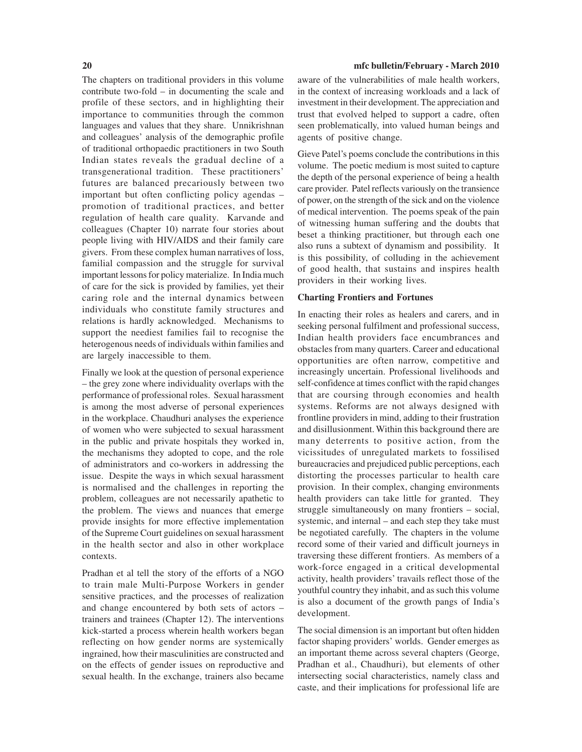The chapters on traditional providers in this volume contribute two-fold – in documenting the scale and profile of these sectors, and in highlighting their importance to communities through the common languages and values that they share. Unnikrishnan and colleagues' analysis of the demographic profile of traditional orthopaedic practitioners in two South Indian states reveals the gradual decline of a transgenerational tradition. These practitioners' futures are balanced precariously between two important but often conflicting policy agendas – promotion of traditional practices, and better regulation of health care quality. Karvande and colleagues (Chapter 10) narrate four stories about people living with HIV/AIDS and their family care givers. From these complex human narratives of loss, familial compassion and the struggle for survival important lessons for policy materialize. In India much of care for the sick is provided by families, yet their caring role and the internal dynamics between individuals who constitute family structures and relations is hardly acknowledged. Mechanisms to support the neediest families fail to recognise the heterogenous needs of individuals within families and are largely inaccessible to them.

Finally we look at the question of personal experience – the grey zone where individuality overlaps with the performance of professional roles. Sexual harassment is among the most adverse of personal experiences in the workplace. Chaudhuri analyses the experience of women who were subjected to sexual harassment in the public and private hospitals they worked in, the mechanisms they adopted to cope, and the role of administrators and co-workers in addressing the issue. Despite the ways in which sexual harassment is normalised and the challenges in reporting the problem, colleagues are not necessarily apathetic to the problem. The views and nuances that emerge provide insights for more effective implementation of the Supreme Court guidelines on sexual harassment in the health sector and also in other workplace contexts.

Pradhan et al tell the story of the efforts of a NGO to train male Multi-Purpose Workers in gender sensitive practices, and the processes of realization and change encountered by both sets of actors – trainers and trainees (Chapter 12). The interventions kick-started a process wherein health workers began reflecting on how gender norms are systemically ingrained, how their masculinities are constructed and on the effects of gender issues on reproductive and sexual health. In the exchange, trainers also became aware of the vulnerabilities of male health workers, in the context of increasing workloads and a lack of investment in their development. The appreciation and trust that evolved helped to support a cadre, often seen problematically, into valued human beings and agents of positive change.

Gieve Patel's poems conclude the contributions in this volume. The poetic medium is most suited to capture the depth of the personal experience of being a health care provider. Patel reflects variously on the transience of power, on the strength of the sick and on the violence of medical intervention. The poems speak of the pain of witnessing human suffering and the doubts that beset a thinking practitioner, but through each one also runs a subtext of dynamism and possibility. It is this possibility, of colluding in the achievement of good health, that sustains and inspires health providers in their working lives.

**Charting Frontiers and Fortunes**

In enacting their roles as healers and carers, and in seeking personal fulfilment and professional success, Indian health providers face encumbrances and obstacles from many quarters. Career and educational opportunities are often narrow, competitive and increasingly uncertain. Professional livelihoods and self-confidence at times conflict with the rapid changes that are coursing through economies and health systems. Reforms are not always designed with frontline providers in mind, adding to their frustration and disillusionment. Within this background there are many deterrents to positive action, from the vicissitudes of unregulated markets to fossilised bureaucracies and prejudiced public perceptions, each distorting the processes particular to health care provision. In their complex, changing environments health providers can take little for granted. They struggle simultaneously on many frontiers – social, systemic, and internal – and each step they take must be negotiated carefully. The chapters in the volume record some of their varied and difficult journeys in traversing these different frontiers. As members of a work-force engaged in a critical developmental activity, health providers' travails reflect those of the youthful country they inhabit, and as such this volume is also a document of the growth pangs of India's development.

The social dimension is an important but often hidden factor shaping providers' worlds. Gender emerges as an important theme across several chapters (George, Pradhan et al., Chaudhuri), but elements of other intersecting social characteristics, namely class and caste, and their implications for professional life are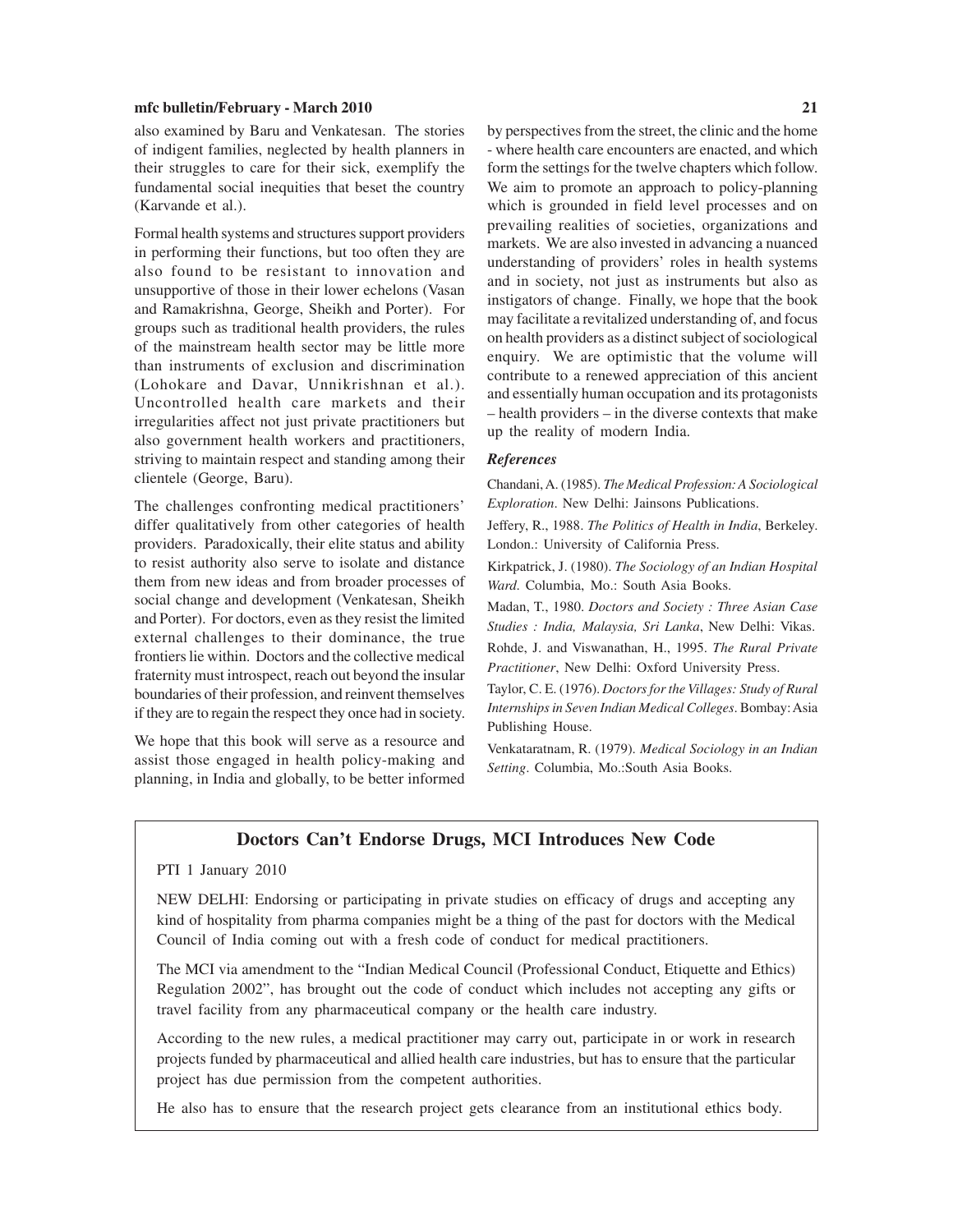also examined by Baru and Venkatesan. The stories of indigent families, neglected by health planners in their struggles to care for their sick, exemplify the fundamental social inequities that beset the country (Karvande et al.).

Formal health systems and structures support providers in performing their functions, but too often they are also found to be resistant to innovation and unsupportive of those in their lower echelons (Vasan and Ramakrishna, George, Sheikh and Porter). For groups such as traditional health providers, the rules of the mainstream health sector may be little more than instruments of exclusion and discrimination (Lohokare and Davar, Unnikrishnan et al.). Uncontrolled health care markets and their irregularities affect not just private practitioners but also government health workers and practitioners, striving to maintain respect and standing among their clientele (George, Baru).

The challenges confronting medical practitioners' differ qualitatively from other categories of health providers. Paradoxically, their elite status and ability to resist authority also serve to isolate and distance them from new ideas and from broader processes of social change and development (Venkatesan, Sheikh and Porter). For doctors, even as they resist the limited external challenges to their dominance, the true frontiers lie within. Doctors and the collective medical fraternity must introspect, reach out beyond the insular boundaries of their profession, and reinvent themselves if they are to regain the respect they once had in society.

We hope that this book will serve as a resource and assist those engaged in health policy-making and planning, in India and globally, to be better informed by perspectives from the street, the clinic and the home - where health care encounters are enacted, and which form the settings for the twelve chapters which follow. We aim to promote an approach to policy-planning which is grounded in field level processes and on prevailing realities of societies, organizations and markets. We are also invested in advancing a nuanced understanding of providers' roles in health systems and in society, not just as instruments but also as instigators of change. Finally, we hope that the book may facilitate a revitalized understanding of, and focus on health providers as a distinct subject of sociological enquiry. We are optimistic that the volume will contribute to a renewed appreciation of this ancient and essentially human occupation and its protagonists – health providers – in the diverse contexts that make up the reality of modern India.

### *References*

Chandani, A. (1985). *The Medical Profession: A Sociological Exploration*. New Delhi: Jainsons Publications.

Jeffery, R., 1988. *The Politics of Health in India*, Berkeley. London.: University of California Press.

Kirkpatrick, J. (1980). *The Sociology of an Indian Hospital Ward*. Columbia, Mo.: South Asia Books.

Madan, T., 1980. *Doctors and Society : Three Asian Case Studies : India, Malaysia, Sri Lanka*, New Delhi: Vikas.

Rohde, J. and Viswanathan, H., 1995. *The Rural Private Practitioner*, New Delhi: Oxford University Press.

Taylor, C. E. (1976). *Doctors for the Villages: Study of Rural Internships in Seven Indian Medical Colleges*. Bombay: Asia Publishing House.

Venkataratnam, R. (1979). *Medical Sociology in an Indian Setting*. Columbia, Mo.:South Asia Books.

## Doctors Can't Endorse Drugs, MCI Introduces New Code

PTI 1 January 2010

NEW DELHI: Endorsing or participating in private studies on efficacy of drugs and accepting any kind of hospitality from pharma companies might be a thing of the past for doctors with the Medical Council of India coming out with a fresh code of conduct for medical practitioners.

The MCI via amendment to the "Indian Medical Council (Professional Conduct, Etiquette and Ethics) Regulation 2002", has brought out the code of conduct which includes not accepting any gifts or travel facility from any pharmaceutical company or the health care industry.

According to the new rules, a medical practitioner may carry out, participate in or work in research projects funded by pharmaceutical and allied health care industries, but has to ensure that the particular project has due permission from the competent authorities.

He also has to ensure that the research project gets clearance from an institutional ethics body.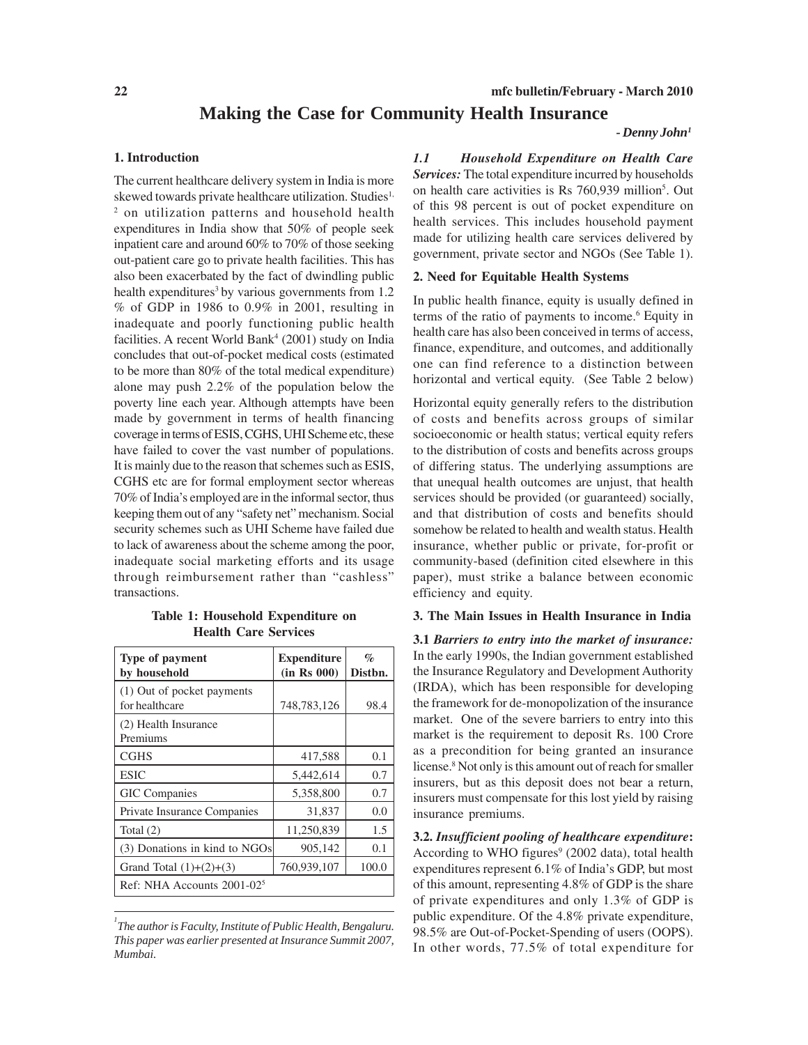# Making the Case for Community Health Insurance

*- Denny John[1]*

## 1. Introduction

The current healthcare delivery system in India is more skewed towards private healthcare utilization. Studies[1, 2] on utilization patterns and household health expenditures in India show that 50% of people seek inpatient care and around 60% to 70% of those seeking out-patient care go to private health facilities. This has also been exacerbated by the fact of dwindling public health expenditures[3] by various governments from 1.2 % of GDP in 1986 to 0.9% in 2001, resulting in inadequate and poorly functioning public health facilities. A recent World Bank[4] (2001) study on India concludes that out-of-pocket medical costs (estimated to be more than 80% of the total medical expenditure) alone may push 2.2% of the population below the poverty line each year. Although attempts have been made by government in terms of health financing coverage in terms of ESIS, CGHS, UHI Scheme etc, these have failed to cover the vast number of populations. It is mainly due to the reason that schemes such as ESIS, CGHS etc are for formal employment sector whereas 70% of India's employed are in the informal sector, thus keeping them out of any "safety net" mechanism. Social security schemes such as UHI Scheme have failed due to lack of awareness about the scheme among the poor, inadequate social marketing efforts and its usage through reimbursement rather than "cashless" transactions.

**Table 1: Household Expenditure on Health Care Services**

| Type of payment by household | Expenditure (in Rs 000) | % Distbn. |
|---|---|---|
| (1) Out of pocket payments for healthcare | 748,783,126 | 98.4 |
| (2) Health Insurance Premiums | | |
| CGHS | 417,588 | 0.1 |
| ESIC | 5,442,614 | 0.7 |
| GIC Companies | 5,358,800 | 0.7 |
| Private Insurance Companies | 31,837 | 0.0 |
| Total (2) | 11,250,839 | 1.5 |
| (3) Donations in kind to NGOs | 905,142 | 0.1 |
| Grand Total (1)+(2)+(3) | 760,939,107 | 100.0 |
| Ref: NHA Accounts 2001-02[5] | | |

[1] *The author is Faculty, Institute of Public Health, Bengaluru. This paper was earlier presented at Insurance Summit 2007, Mumbai.*

***1.1 Household Expenditure on Health Care Services:*** The total expenditure incurred by households on health care activities is Rs 760,939 million[5]. Out of this 98 percent is out of pocket expenditure on health services. This includes household payment made for utilizing health care services delivered by government, private sector and NGOs (See Table 1).

## 2. Need for Equitable Health Systems

In public health finance, equity is usually defined in terms of the ratio of payments to income.[6] Equity in health care has also been conceived in terms of access, finance, expenditure, and outcomes, and additionally one can find reference to a distinction between horizontal and vertical equity. (See Table 2 below)

Horizontal equity generally refers to the distribution of costs and benefits across groups of similar socioeconomic or health status; vertical equity refers to the distribution of costs and benefits across groups of differing status. The underlying assumptions are that unequal health outcomes are unjust, that health services should be provided (or guaranteed) socially, and that distribution of costs and benefits should somehow be related to health and wealth status. Health insurance, whether public or private, for-profit or community-based (definition cited elsewhere in this paper), must strike a balance between economic efficiency and equity.

## 3. The Main Issues in Health Insurance in India

**3.1** ***Barriers to entry into the market of insurance:*** In the early 1990s, the Indian government established the Insurance Regulatory and Development Authority (IRDA), which has been responsible for developing the framework for de-monopolization of the insurance market. One of the severe barriers to entry into this market is the requirement to deposit Rs. 100 Crore as a precondition for being granted an insurance license.[8] Not only is this amount out of reach for smaller insurers, but as this deposit does not bear a return, insurers must compensate for this lost yield by raising insurance premiums.

**3.2.** ***Insufficient pooling of healthcare expenditure*:** According to WHO figures[9] (2002 data), total health expenditures represent 6.1% of India's GDP, but most of this amount, representing 4.8% of GDP is the share of private expenditures and only 1.3% of GDP is public expenditure. Of the 4.8% private expenditure, 98.5% are Out-of-Pocket-Spending of users (OOPS). In other words, 77.5% of total expenditure for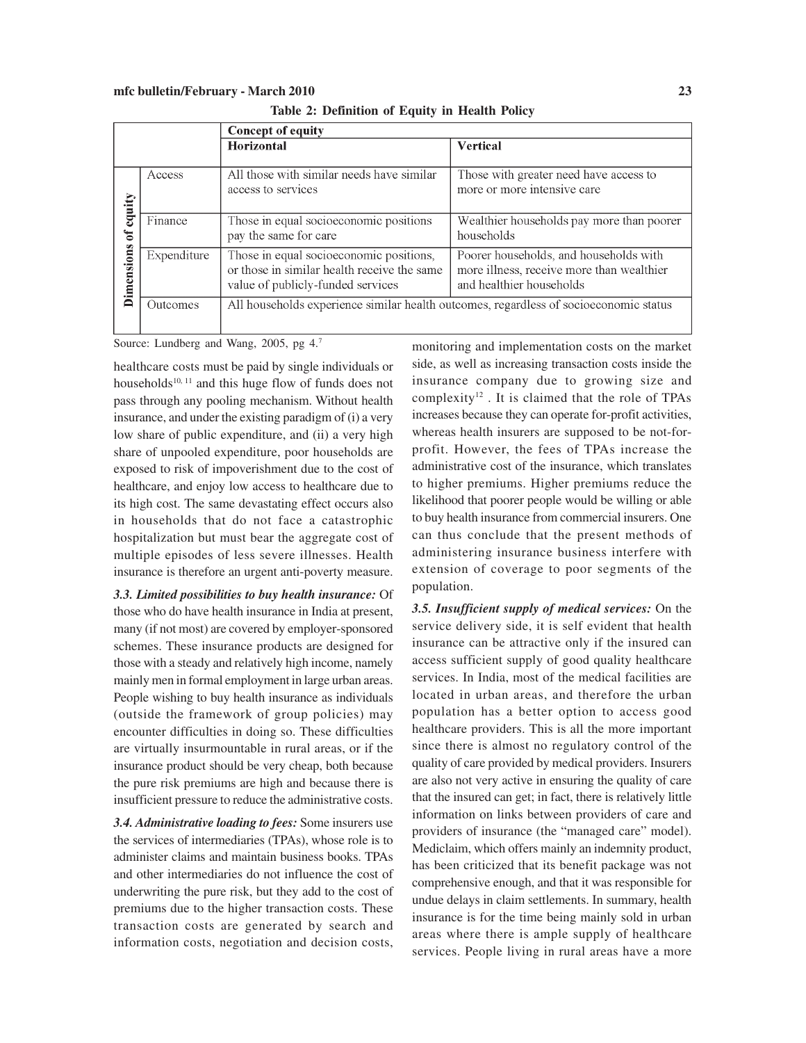**Table 2: Definition of Equity in Health Policy**

| | | Concept of equity | |
|---|---|---|---|
| | | **Horizontal** | **Vertical** |
| Dimensions of equity | Access | All those with similar needs have similar access to services | Those with greater need have access to more or more intensive care |
| | Finance | Those in equal socioeconomic positions pay the same for care | Wealthier households pay more than poorer households |
| | Expenditure | Those in equal socioeconomic positions, or those in similar health receive the same value of publicly-funded services | Poorer households, and households with more illness, receive more than wealthier and healthier households |
| | Outcomes | All households experience similar health outcomes, regardless of socioeconomic status | |

Source: Lundberg and Wang, 2005, pg 4.[7]

healthcare costs must be paid by single individuals or households[10, 11] and this huge flow of funds does not pass through any pooling mechanism. Without health insurance, and under the existing paradigm of (i) a very low share of public expenditure, and (ii) a very high share of unpooled expenditure, poor households are exposed to risk of impoverishment due to the cost of healthcare, and enjoy low access to healthcare due to its high cost. The same devastating effect occurs also in households that do not face a catastrophic hospitalization but must bear the aggregate cost of multiple episodes of less severe illnesses. Health insurance is therefore an urgent anti-poverty measure.

***3.3. Limited possibilities to buy health insurance:*** Of those who do have health insurance in India at present, many (if not most) are covered by employer-sponsored schemes. These insurance products are designed for those with a steady and relatively high income, namely mainly men in formal employment in large urban areas. People wishing to buy health insurance as individuals (outside the framework of group policies) may encounter difficulties in doing so. These difficulties are virtually insurmountable in rural areas, or if the insurance product should be very cheap, both because the pure risk premiums are high and because there is insufficient pressure to reduce the administrative costs.

***3.4. Administrative loading to fees:*** Some insurers use the services of intermediaries (TPAs), whose role is to administer claims and maintain business books. TPAs and other intermediaries do not influence the cost of underwriting the pure risk, but they add to the cost of premiums due to the higher transaction costs. These transaction costs are generated by search and information costs, negotiation and decision costs, monitoring and implementation costs on the market side, as well as increasing transaction costs inside the insurance company due to growing size and complexity[12]. It is claimed that the role of TPAs increases because they can operate for-profit activities, whereas health insurers are supposed to be not-for-profit. However, the fees of TPAs increase the administrative cost of the insurance, which translates to higher premiums. Higher premiums reduce the likelihood that poorer people would be willing or able to buy health insurance from commercial insurers. One can thus conclude that the present methods of administering insurance business interfere with extension of coverage to poor segments of the population.

***3.5. Insufficient supply of medical services:*** On the service delivery side, it is self evident that health insurance can be attractive only if the insured can access sufficient supply of good quality healthcare services. In India, most of the medical facilities are located in urban areas, and therefore the urban population has a better option to access good healthcare providers. This is all the more important since there is almost no regulatory control of the quality of care provided by medical providers. Insurers are also not very active in ensuring the quality of care that the insured can get; in fact, there is relatively little information on links between providers of care and providers of insurance (the "managed care" model). Mediclaim, which offers mainly an indemnity product, has been criticized that its benefit package was not comprehensive enough, and that it was responsible for undue delays in claim settlements. In summary, health insurance is for the time being mainly sold in urban areas where there is ample supply of healthcare services. People living in rural areas have a more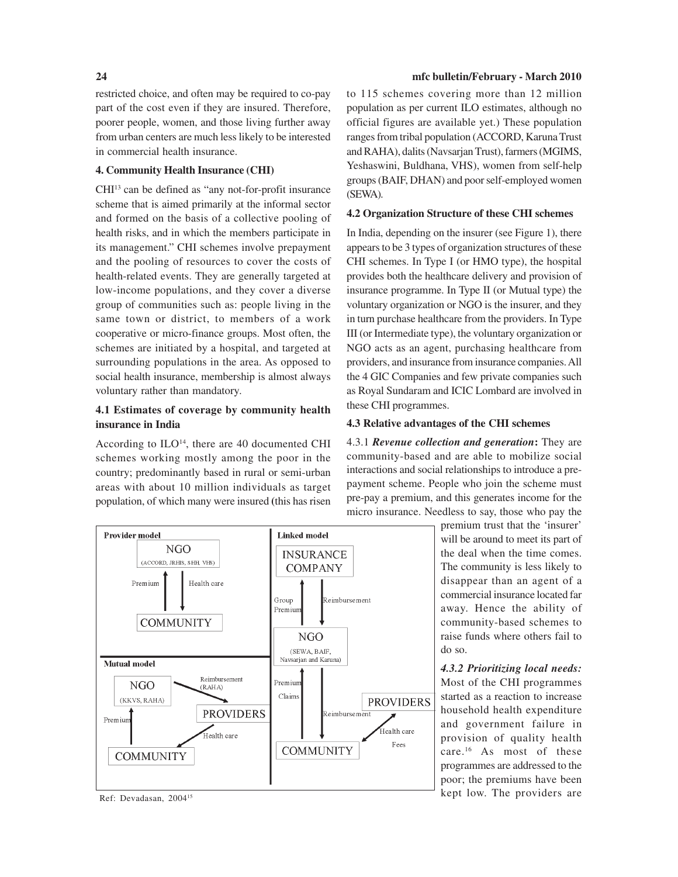restricted choice, and often may be required to co-pay part of the cost even if they are insured. Therefore, poorer people, women, and those living further away from urban centers are much less likely to be interested in commercial health insurance.

### 4. Community Health Insurance (CHI)

CHI[13] can be defined as "any not-for-profit insurance scheme that is aimed primarily at the informal sector and formed on the basis of a collective pooling of health risks, and in which the members participate in its management." CHI schemes involve prepayment and the pooling of resources to cover the costs of health-related events. They are generally targeted at low-income populations, and they cover a diverse group of communities such as: people living in the same town or district, to members of a work cooperative or micro-finance groups. Most often, the schemes are initiated by a hospital, and targeted at surrounding populations in the area. As opposed to social health insurance, membership is almost always voluntary rather than mandatory.

#### 4.1 Estimates of coverage by community health insurance in India

According to ILO[14], there are 40 documented CHI schemes working mostly among the poor in the country; predominantly based in rural or semi-urban areas with about 10 million individuals as target population, of which many were insured (this has risen to 115 schemes covering more than 12 million population as per current ILO estimates, although no official figures are available yet.) These population ranges from tribal population (ACCORD, Karuna Trust and RAHA), dalits (Navsarjan Trust), farmers (MGIMS, Yeshaswini, Buldhana, VHS), women from self-help groups (BAIF, DHAN) and poor self-employed women (SEWA).

#### 4.2 Organization Structure of these CHI schemes

In India, depending on the insurer (see Figure 1), there appears to be 3 types of organization structures of these CHI schemes. In Type I (or HMO type), the hospital provides both the healthcare delivery and provision of insurance programme. In Type II (or Mutual type) the voluntary organization or NGO is the insurer, and they in turn purchase healthcare from the providers. In Type III (or Intermediate type), the voluntary organization or NGO acts as an agent, purchasing healthcare from providers, and insurance from insurance companies. All the 4 GIC Companies and few private companies such as Royal Sundaram and ICIC Lombard are involved in these CHI programmes.

**Provider model**

NGO (ACCORD, JRHIS, SHH, VHS) → Health care → COMMUNITY; COMMUNITY → Premium → NGO

**Linked model**

INSURANCE COMPANY ↔ NGO (SEWA, BAIF, Navsarjan and Karuna): Group Premium (NGO → Insurance Company); Reimbursement (Insurance Company → NGO)

NGO ↔ COMMUNITY: Premium, Claims (Community → NGO); Reimbursement (NGO → Community)

PROVIDERS ↔ COMMUNITY: Health care, Fees

**Mutual model**

NGO (KKVS, RAHA) → Reimbursement (RAHA) → PROVIDERS; PROVIDERS → Health care → COMMUNITY; COMMUNITY → Premium → NGO

Ref: Devadasan, 2004[15]

#### 4.3 Relative advantages of the CHI schemes

4.3.1 ***Revenue collection and generation*****:** They are community-based and are able to mobilize social interactions and social relationships to introduce a pre-payment scheme. People who join the scheme must pre-pay a premium, and this generates income for the micro insurance. Needless to say, those who pay the premium trust that the 'insurer' will be around to meet its part of the deal when the time comes. The community is less likely to disappear than an agent of a commercial insurance located far away. Hence the ability of community-based schemes to raise funds where others fail to do so.

***4.3.2 Prioritizing local needs:*** Most of the CHI programmes started as a reaction to increase household health expenditure and government failure in provision of quality health care.[16] As most of these programmes are addressed to the poor; the premiums have been kept low. The providers are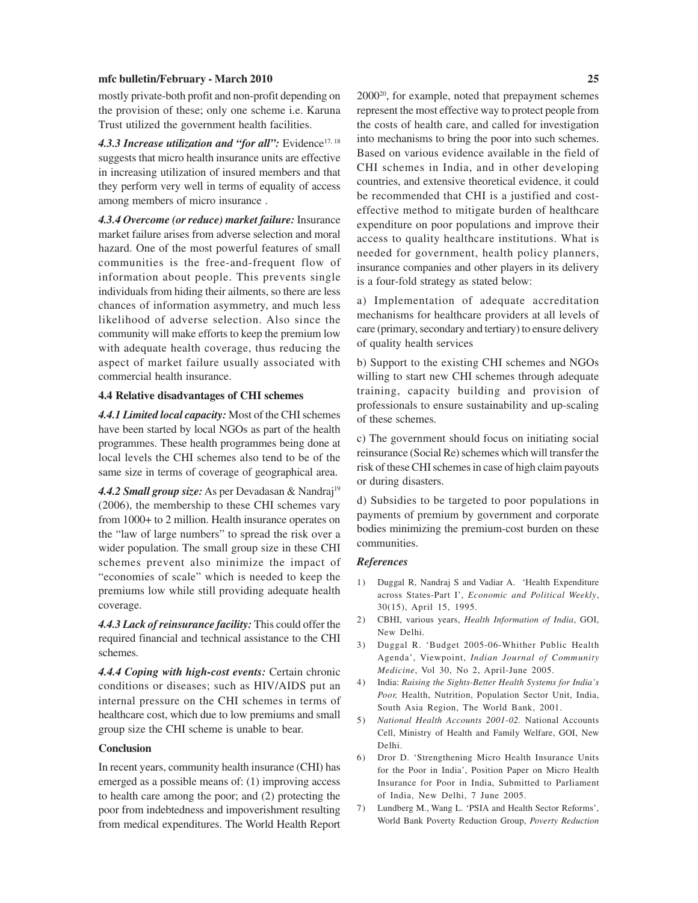mostly private-both profit and non-profit depending on the provision of these; only one scheme i.e. Karuna Trust utilized the government health facilities.

***4.3.3 Increase utilization and "for all":*** Evidence[17, 18] suggests that micro health insurance units are effective in increasing utilization of insured members and that they perform very well in terms of equality of access among members of micro insurance .

***4.3.4 Overcome (or reduce) market failure:*** Insurance market failure arises from adverse selection and moral hazard. One of the most powerful features of small communities is the free-and-frequent flow of information about people. This prevents single individuals from hiding their ailments, so there are less chances of information asymmetry, and much less likelihood of adverse selection. Also since the community will make efforts to keep the premium low with adequate health coverage, thus reducing the aspect of market failure usually associated with commercial health insurance.

### 4.4 Relative disadvantages of CHI schemes

***4.4.1 Limited local capacity:*** Most of the CHI schemes have been started by local NGOs as part of the health programmes. These health programmes being done at local levels the CHI schemes also tend to be of the same size in terms of coverage of geographical area.

***4.4.2 Small group size:*** As per Devadasan & Nandraj[19] (2006), the membership to these CHI schemes vary from 1000+ to 2 million. Health insurance operates on the "law of large numbers" to spread the risk over a wider population. The small group size in these CHI schemes prevent also minimize the impact of "economies of scale" which is needed to keep the premiums low while still providing adequate health coverage.

***4.4.3 Lack of reinsurance facility:*** This could offer the required financial and technical assistance to the CHI schemes.

***4.4.4 Coping with high-cost events:*** Certain chronic conditions or diseases; such as HIV/AIDS put an internal pressure on the CHI schemes in terms of healthcare cost, which due to low premiums and small group size the CHI scheme is unable to bear.

### Conclusion

In recent years, community health insurance (CHI) has emerged as a possible means of: (1) improving access to health care among the poor; and (2) protecting the poor from indebtedness and impoverishment resulting from medical expenditures. The World Health Report 2000[20], for example, noted that prepayment schemes represent the most effective way to protect people from the costs of health care, and called for investigation into mechanisms to bring the poor into such schemes. Based on various evidence available in the field of CHI schemes in India, and in other developing countries, and extensive theoretical evidence, it could be recommended that CHI is a justified and cost-effective method to mitigate burden of healthcare expenditure on poor populations and improve their access to quality healthcare institutions. What is needed for government, health policy planners, insurance companies and other players in its delivery is a four-fold strategy as stated below:

a) Implementation of adequate accreditation mechanisms for healthcare providers at all levels of care (primary, secondary and tertiary) to ensure delivery of quality health services

b) Support to the existing CHI schemes and NGOs willing to start new CHI schemes through adequate training, capacity building and provision of professionals to ensure sustainability and up-scaling of these schemes.

c) The government should focus on initiating social reinsurance (Social Re) schemes which will transfer the risk of these CHI schemes in case of high claim payouts or during disasters.

d) Subsidies to be targeted to poor populations in payments of premium by government and corporate bodies minimizing the premium-cost burden on these communities.

### *References*

1) Duggal R, Nandraj S and Vadiar A. 'Health Expenditure across States-Part I', *Economic and Political Weekly*, 30(15), April 15, 1995.
2) CBHI, various years, *Health Information of India*, GOI, New Delhi.
3) Duggal R. 'Budget 2005-06-Whither Public Health Agenda', Viewpoint, *Indian Journal of Community Medicine*, Vol 30, No 2, April-June 2005.
4) India: *Raising the Sights-Better Health Systems for India's Poor,* Health, Nutrition, Population Sector Unit, India, South Asia Region, The World Bank, 2001.
5) *National Health Accounts 2001-02.* National Accounts Cell, Ministry of Health and Family Welfare, GOI, New Delhi.
6) Dror D. 'Strengthening Micro Health Insurance Units for the Poor in India', Position Paper on Micro Health Insurance for Poor in India, Submitted to Parliament of India, New Delhi, 7 June 2005.
7) Lundberg M., Wang L. 'PSIA and Health Sector Reforms', World Bank Poverty Reduction Group, *Poverty Reduction*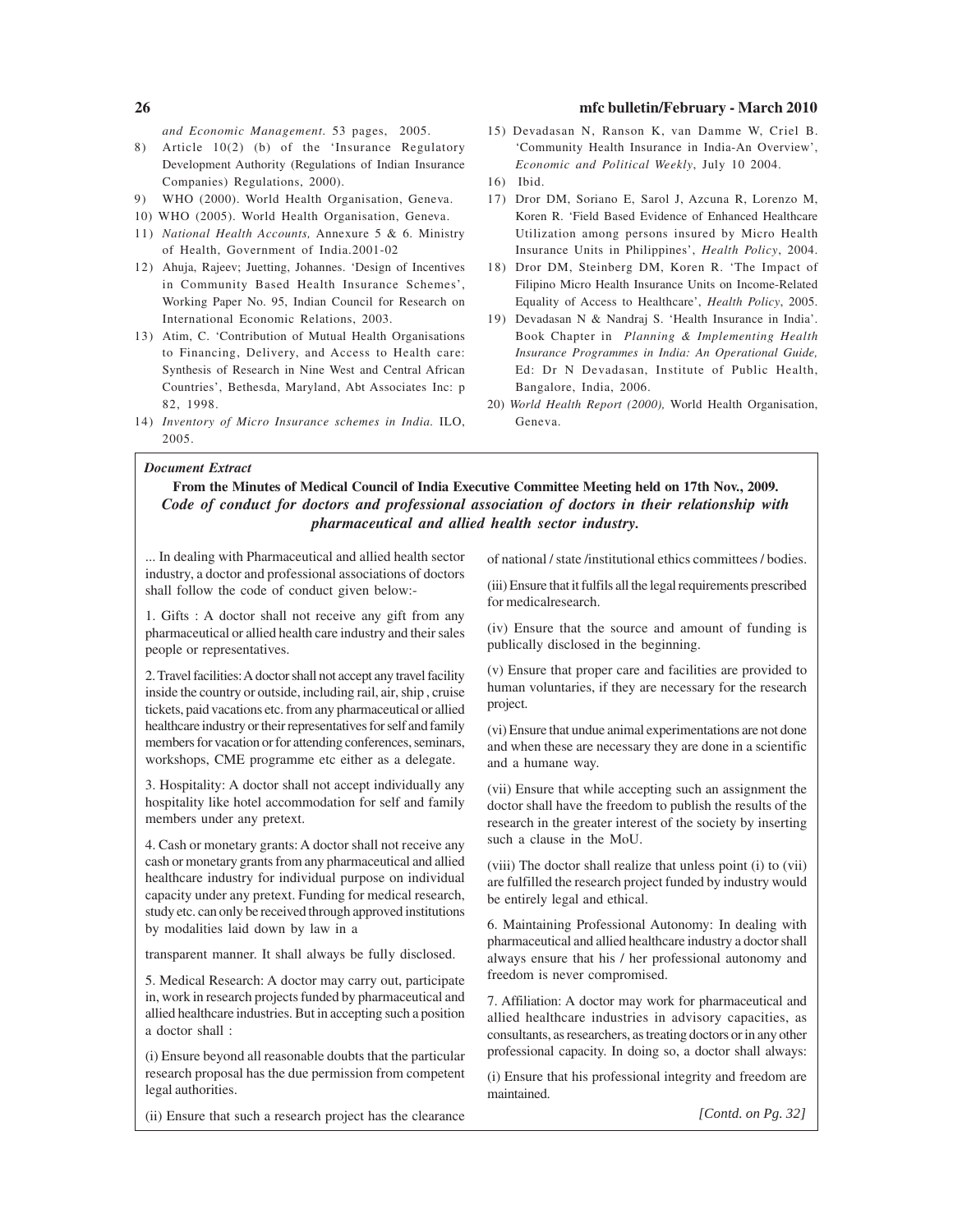*and Economic Management.* 53 pages, 2005.

8) Article 10(2) (b) of the 'Insurance Regulatory Development Authority (Regulations of Indian Insurance Companies) Regulations, 2000).
9) WHO (2000). World Health Organisation, Geneva.
10) WHO (2005). World Health Organisation, Geneva.
11) *National Health Accounts,* Annexure 5 & 6. Ministry of Health, Government of India.2001-02
12) Ahuja, Rajeev; Juetting, Johannes. 'Design of Incentives in Community Based Health Insurance Schemes', Working Paper No. 95, Indian Council for Research on International Economic Relations, 2003.
13) Atim, C. 'Contribution of Mutual Health Organisations to Financing, Delivery, and Access to Health care: Synthesis of Research in Nine West and Central African Countries', Bethesda, Maryland, Abt Associates Inc: p 82, 1998.
14) *Inventory of Micro Insurance schemes in India.* ILO, 2005.
15) Devadasan N, Ranson K, van Damme W, Criel B. 'Community Health Insurance in India-An Overview', *Economic and Political Weekly*, July 10 2004.
16) Ibid.
17) Dror DM, Soriano E, Sarol J, Azcuna R, Lorenzo M, Koren R. 'Field Based Evidence of Enhanced Healthcare Utilization among persons insured by Micro Health Insurance Units in Philippines', *Health Policy*, 2004.
18) Dror DM, Steinberg DM, Koren R. 'The Impact of Filipino Micro Health Insurance Units on Income-Related Equality of Access to Healthcare', *Health Policy*, 2005.
19) Devadasan N & Nandraj S. 'Health Insurance in India'. Book Chapter in *Planning & Implementing Health Insurance Programmes in India: An Operational Guide,* Ed: Dr N Devadasan, Institute of Public Health, Bangalore, India, 2006.
20) *World Health Report (2000),* World Health Organisation, Geneva.

***Document Extract***

**From the Minutes of Medical Council of India Executive Committee Meeting held on 17th Nov., 2009.**

***Code of conduct for doctors and professional association of doctors in their relationship with pharmaceutical and allied health sector industry.***

... In dealing with Pharmaceutical and allied health sector industry, a doctor and professional associations of doctors shall follow the code of conduct given below:-

1. Gifts : A doctor shall not receive any gift from any pharmaceutical or allied health care industry and their sales people or representatives.

2. Travel facilities: A doctor shall not accept any travel facility inside the country or outside, including rail, air, ship , cruise tickets, paid vacations etc. from any pharmaceutical or allied healthcare industry or their representatives for self and family members for vacation or for attending conferences, seminars, workshops, CME programme etc either as a delegate.

3. Hospitality: A doctor shall not accept individually any hospitality like hotel accommodation for self and family members under any pretext.

4. Cash or monetary grants: A doctor shall not receive any cash or monetary grants from any pharmaceutical and allied healthcare industry for individual purpose on individual capacity under any pretext. Funding for medical research, study etc. can only be received through approved institutions by modalities laid down by law in a transparent manner. It shall always be fully disclosed.

5. Medical Research: A doctor may carry out, participate in, work in research projects funded by pharmaceutical and allied healthcare industries. But in accepting such a position a doctor shall :

(i) Ensure beyond all reasonable doubts that the particular research proposal has the due permission from competent legal authorities.

(ii) Ensure that such a research project has the clearance of national / state /institutional ethics committees / bodies.

(iii) Ensure that it fulfils all the legal requirements prescribed for medicalresearch.

(iv) Ensure that the source and amount of funding is publically disclosed in the beginning.

(v) Ensure that proper care and facilities are provided to human voluntaries, if they are necessary for the research project.

(vi) Ensure that undue animal experimentations are not done and when these are necessary they are done in a scientific and a humane way.

(vii) Ensure that while accepting such an assignment the doctor shall have the freedom to publish the results of the research in the greater interest of the society by inserting such a clause in the MoU.

(viii) The doctor shall realize that unless point (i) to (vii) are fulfilled the research project funded by industry would be entirely legal and ethical.

6. Maintaining Professional Autonomy: In dealing with pharmaceutical and allied healthcare industry a doctor shall always ensure that his / her professional autonomy and freedom is never compromised.

7. Affiliation: A doctor may work for pharmaceutical and allied healthcare industries in advisory capacities, as consultants, as researchers, as treating doctors or in any other professional capacity. In doing so, a doctor shall always:

(i) Ensure that his professional integrity and freedom are maintained.

*[Contd. on Pg. 32]*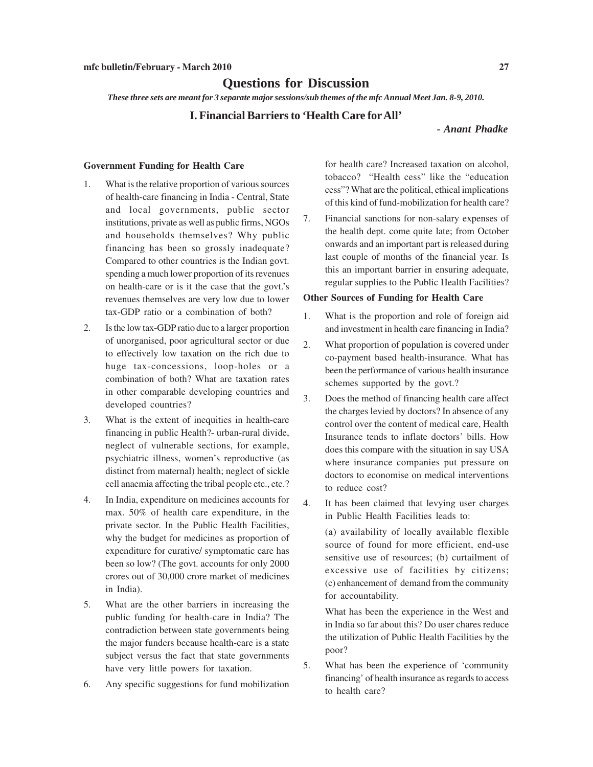# Questions for Discussion

*These three sets are meant for 3 separate major sessions/sub themes of the mfc Annual Meet Jan. 8-9, 2010.*

## I. Financial Barriers to 'Health Care for All'

*- Anant Phadke*

### Government Funding for Health Care

1. What is the relative proportion of various sources of health-care financing in India - Central, State and local governments, public sector institutions, private as well as public firms, NGOs and households themselves? Why public financing has been so grossly inadequate? Compared to other countries is the Indian govt. spending a much lower proportion of its revenues on health-care or is it the case that the govt.'s revenues themselves are very low due to lower tax-GDP ratio or a combination of both?
2. Is the low tax-GDP ratio due to a larger proportion of unorganised, poor agricultural sector or due to effectively low taxation on the rich due to huge tax-concessions, loop-holes or a combination of both? What are taxation rates in other comparable developing countries and developed countries?
3. What is the extent of inequities in health-care financing in public Health?- urban-rural divide, neglect of vulnerable sections, for example, psychiatric illness, women's reproductive (as distinct from maternal) health; neglect of sickle cell anaemia affecting the tribal people etc., etc.?
4. In India, expenditure on medicines accounts for max. 50% of health care expenditure, in the private sector. In the Public Health Facilities, why the budget for medicines as proportion of expenditure for curative/ symptomatic care has been so low? (The govt. accounts for only 2000 crores out of 30,000 crore market of medicines in India).
5. What are the other barriers in increasing the public funding for health-care in India? The contradiction between state governments being the major funders because health-care is a state subject versus the fact that state governments have very little powers for taxation.
6. Any specific suggestions for fund mobilization for health care? Increased taxation on alcohol, tobacco? "Health cess" like the "education cess"? What are the political, ethical implications of this kind of fund-mobilization for health care?
7. Financial sanctions for non-salary expenses of the health dept. come quite late; from October onwards and an important part is released during last couple of months of the financial year. Is this an important barrier in ensuring adequate, regular supplies to the Public Health Facilities?

### Other Sources of Funding for Health Care

1. What is the proportion and role of foreign aid and investment in health care financing in India?
2. What proportion of population is covered under co-payment based health-insurance. What has been the performance of various health insurance schemes supported by the govt.?
3. Does the method of financing health care affect the charges levied by doctors? In absence of any control over the content of medical care, Health Insurance tends to inflate doctors' bills. How does this compare with the situation in say USA where insurance companies put pressure on doctors to economise on medical interventions to reduce cost?
4. It has been claimed that levying user charges in Public Health Facilities leads to:

   (a) availability of locally available flexible source of found for more efficient, end-use sensitive use of resources; (b) curtailment of excessive use of facilities by citizens; (c) enhancement of demand from the community for accountability.

   What has been the experience in the West and in India so far about this? Do user chares reduce the utilization of Public Health Facilities by the poor?
5. What has been the experience of 'community financing' of health insurance as regards to access to health care?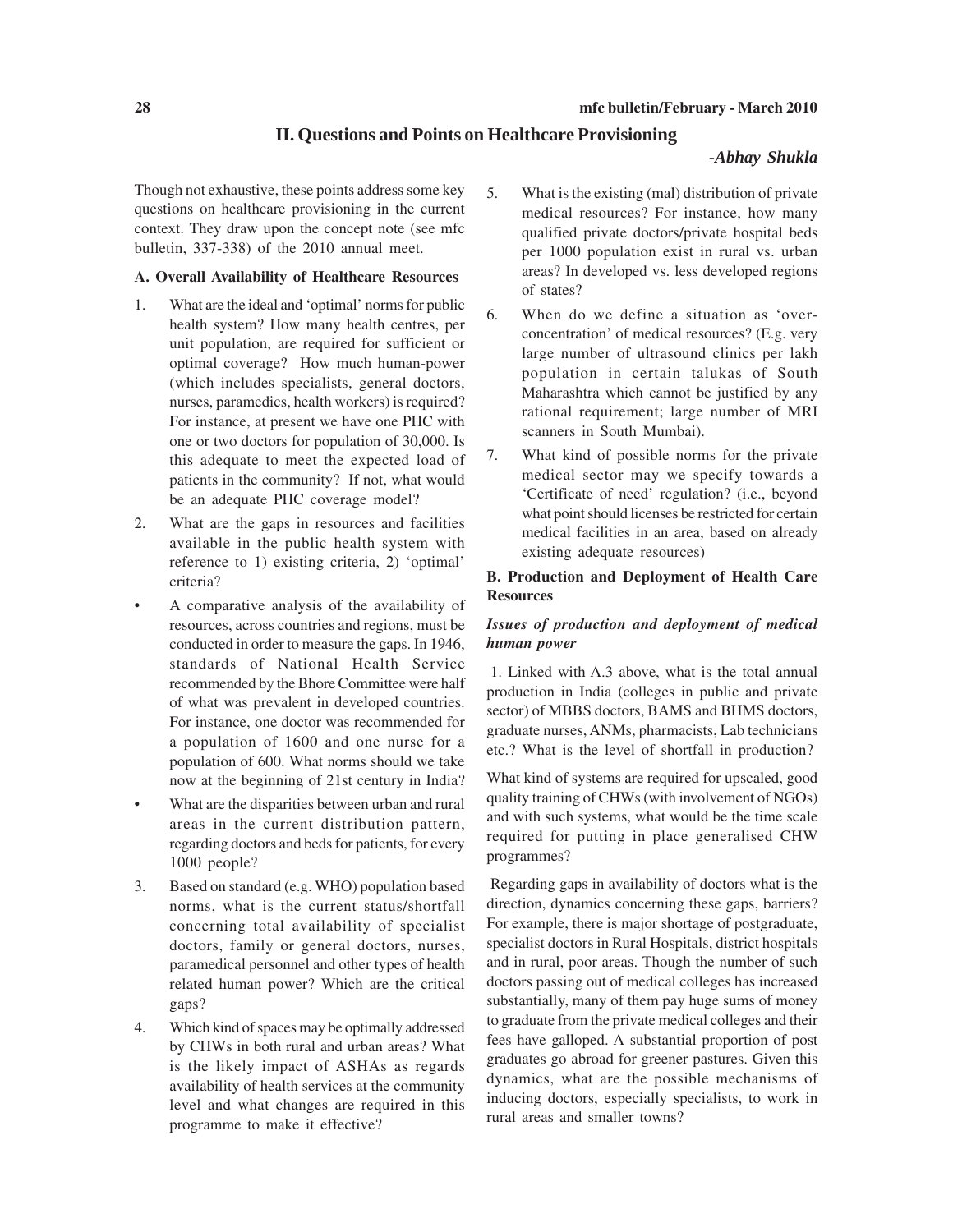## II. Questions and Points on Healthcare Provisioning

*-Abhay Shukla*

Though not exhaustive, these points address some key questions on healthcare provisioning in the current context. They draw upon the concept note (see mfc bulletin, 337-338) of the 2010 annual meet.

### A. Overall Availability of Healthcare Resources

1. What are the ideal and 'optimal' norms for public health system? How many health centres, per unit population, are required for sufficient or optimal coverage? How much human-power (which includes specialists, general doctors, nurses, paramedics, health workers) is required? For instance, at present we have one PHC with one or two doctors for population of 30,000. Is this adequate to meet the expected load of patients in the community? If not, what would be an adequate PHC coverage model?

2. What are the gaps in resources and facilities available in the public health system with reference to 1) existing criteria, 2) 'optimal' criteria?

- A comparative analysis of the availability of resources, across countries and regions, must be conducted in order to measure the gaps. In 1946, standards of National Health Service recommended by the Bhore Committee were half of what was prevalent in developed countries. For instance, one doctor was recommended for a population of 1600 and one nurse for a population of 600. What norms should we take now at the beginning of 21st century in India?

- What are the disparities between urban and rural areas in the current distribution pattern, regarding doctors and beds for patients, for every 1000 people?

3. Based on standard (e.g. WHO) population based norms, what is the current status/shortfall concerning total availability of specialist doctors, family or general doctors, nurses, paramedical personnel and other types of health related human power? Which are the critical gaps?

4. Which kind of spaces may be optimally addressed by CHWs in both rural and urban areas? What is the likely impact of ASHAs as regards availability of health services at the community level and what changes are required in this programme to make it effective?

5. What is the existing (mal) distribution of private medical resources? For instance, how many qualified private doctors/private hospital beds per 1000 population exist in rural vs. urban areas? In developed vs. less developed regions of states?

6. When do we define a situation as 'over-concentration' of medical resources? (E.g. very large number of ultrasound clinics per lakh population in certain talukas of South Maharashtra which cannot be justified by any rational requirement; large number of MRI scanners in South Mumbai).

7. What kind of possible norms for the private medical sector may we specify towards a 'Certificate of need' regulation? (i.e., beyond what point should licenses be restricted for certain medical facilities in an area, based on already existing adequate resources)

### B. Production and Deployment of Health Care Resources

***Issues of production and deployment of medical human power***

1. Linked with A.3 above, what is the total annual production in India (colleges in public and private sector) of MBBS doctors, BAMS and BHMS doctors, graduate nurses, ANMs, pharmacists, Lab technicians etc.? What is the level of shortfall in production?

What kind of systems are required for upscaled, good quality training of CHWs (with involvement of NGOs) and with such systems, what would be the time scale required for putting in place generalised CHW programmes?

Regarding gaps in availability of doctors what is the direction, dynamics concerning these gaps, barriers? For example, there is major shortage of postgraduate, specialist doctors in Rural Hospitals, district hospitals and in rural, poor areas. Though the number of such doctors passing out of medical colleges has increased substantially, many of them pay huge sums of money to graduate from the private medical colleges and their fees have galloped. A substantial proportion of post graduates go abroad for greener pastures. Given this dynamics, what are the possible mechanisms of inducing doctors, especially specialists, to work in rural areas and smaller towns?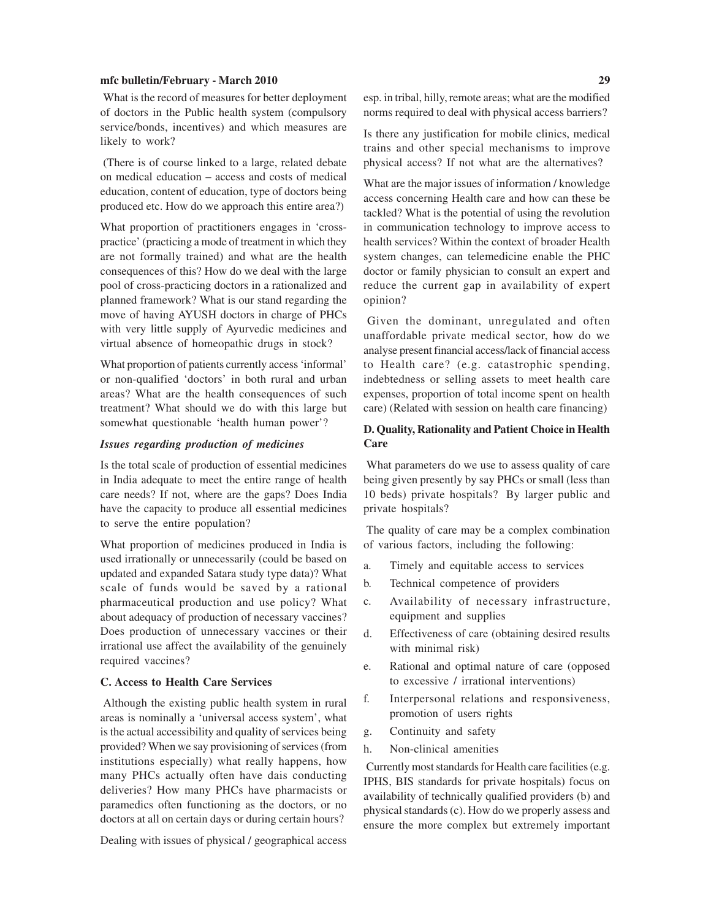What is the record of measures for better deployment of doctors in the Public health system (compulsory service/bonds, incentives) and which measures are likely to work?

(There is of course linked to a large, related debate on medical education – access and costs of medical education, content of education, type of doctors being produced etc. How do we approach this entire area?)

What proportion of practitioners engages in 'cross-practice' (practicing a mode of treatment in which they are not formally trained) and what are the health consequences of this? How do we deal with the large pool of cross-practicing doctors in a rationalized and planned framework? What is our stand regarding the move of having AYUSH doctors in charge of PHCs with very little supply of Ayurvedic medicines and virtual absence of homeopathic drugs in stock?

What proportion of patients currently access 'informal' or non-qualified 'doctors' in both rural and urban areas? What are the health consequences of such treatment? What should we do with this large but somewhat questionable 'health human power'?

***Issues regarding production of medicines***

Is the total scale of production of essential medicines in India adequate to meet the entire range of health care needs? If not, where are the gaps? Does India have the capacity to produce all essential medicines to serve the entire population?

What proportion of medicines produced in India is used irrationally or unnecessarily (could be based on updated and expanded Satara study type data)? What scale of funds would be saved by a rational pharmaceutical production and use policy? What about adequacy of production of necessary vaccines? Does production of unnecessary vaccines or their irrational use affect the availability of the genuinely required vaccines?

**C. Access to Health Care Services**

Although the existing public health system in rural areas is nominally a 'universal access system', what is the actual accessibility and quality of services being provided? When we say provisioning of services (from institutions especially) what really happens, how many PHCs actually often have dais conducting deliveries? How many PHCs have pharmacists or paramedics often functioning as the doctors, or no doctors at all on certain days or during certain hours?

Dealing with issues of physical / geographical access esp. in tribal, hilly, remote areas; what are the modified norms required to deal with physical access barriers?

Is there any justification for mobile clinics, medical trains and other special mechanisms to improve physical access? If not what are the alternatives?

What are the major issues of information / knowledge access concerning Health care and how can these be tackled? What is the potential of using the revolution in communication technology to improve access to health services? Within the context of broader Health system changes, can telemedicine enable the PHC doctor or family physician to consult an expert and reduce the current gap in availability of expert opinion?

Given the dominant, unregulated and often unaffordable private medical sector, how do we analyse present financial access/lack of financial access to Health care? (e.g. catastrophic spending, indebtedness or selling assets to meet health care expenses, proportion of total income spent on health care) (Related with session on health care financing)

**D. Quality, Rationality and Patient Choice in Health Care**

What parameters do we use to assess quality of care being given presently by say PHCs or small (less than 10 beds) private hospitals? By larger public and private hospitals?

The quality of care may be a complex combination of various factors, including the following:

a. Timely and equitable access to services
b. Technical competence of providers
c. Availability of necessary infrastructure, equipment and supplies
d. Effectiveness of care (obtaining desired results with minimal risk)
e. Rational and optimal nature of care (opposed to excessive / irrational interventions)
f. Interpersonal relations and responsiveness, promotion of users rights
g. Continuity and safety
h. Non-clinical amenities

Currently most standards for Health care facilities (e.g. IPHS, BIS standards for private hospitals) focus on availability of technically qualified providers (b) and physical standards (c). How do we properly assess and ensure the more complex but extremely important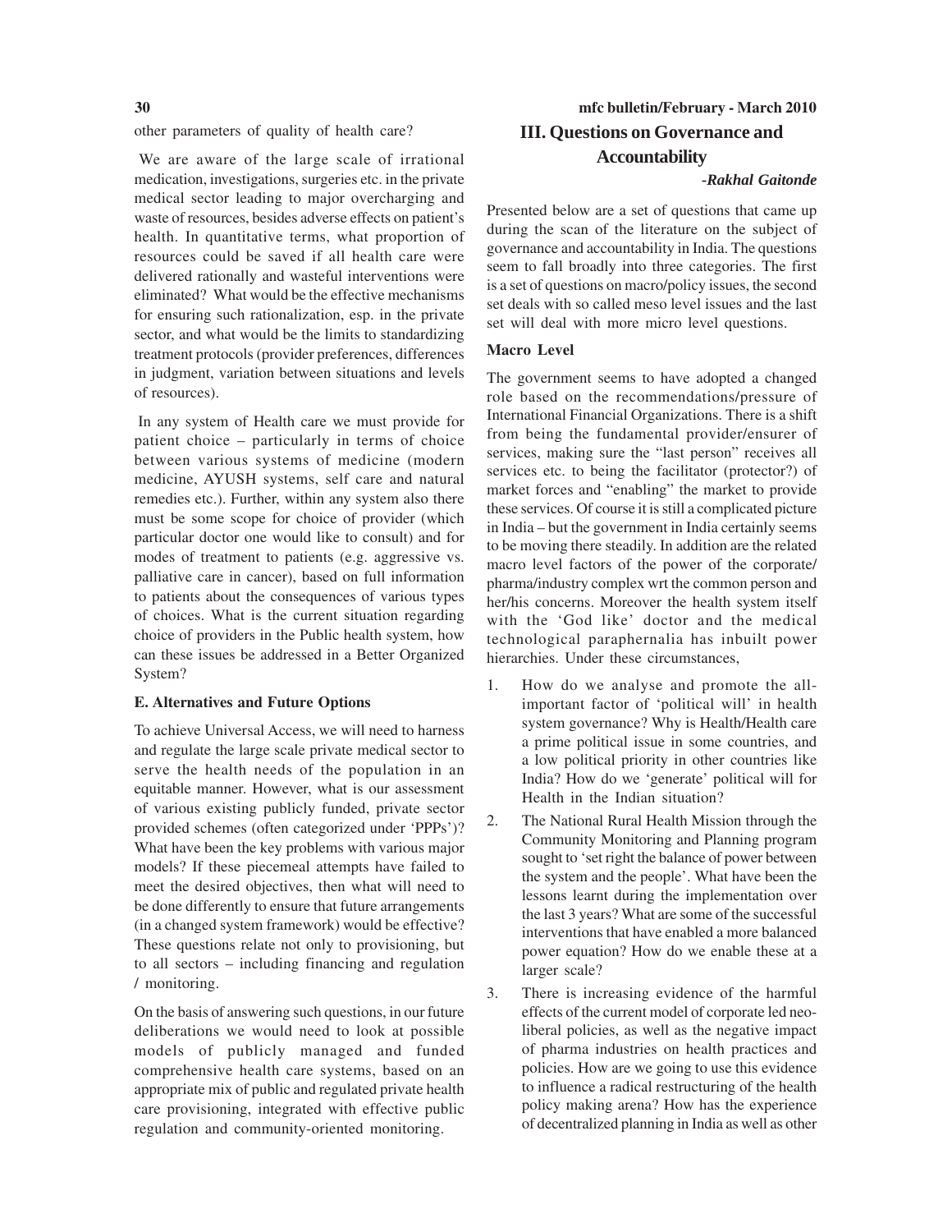other parameters of quality of health care?

We are aware of the large scale of irrational medication, investigations, surgeries etc. in the private medical sector leading to major overcharging and waste of resources, besides adverse effects on patient's health. In quantitative terms, what proportion of resources could be saved if all health care were delivered rationally and wasteful interventions were eliminated? What would be the effective mechanisms for ensuring such rationalization, esp. in the private sector, and what would be the limits to standardizing treatment protocols (provider preferences, differences in judgment, variation between situations and levels of resources).

In any system of Health care we must provide for patient choice – particularly in terms of choice between various systems of medicine (modern medicine, AYUSH systems, self care and natural remedies etc.). Further, within any system also there must be some scope for choice of provider (which particular doctor one would like to consult) and for modes of treatment to patients (e.g. aggressive vs. palliative care in cancer), based on full information to patients about the consequences of various types of choices. What is the current situation regarding choice of providers in the Public health system, how can these issues be addressed in a Better Organized System?

**E. Alternatives and Future Options**

To achieve Universal Access, we will need to harness and regulate the large scale private medical sector to serve the health needs of the population in an equitable manner. However, what is our assessment of various existing publicly funded, private sector provided schemes (often categorized under 'PPPs')? What have been the key problems with various major models? If these piecemeal attempts have failed to meet the desired objectives, then what will need to be done differently to ensure that future arrangements (in a changed system framework) would be effective? These questions relate not only to provisioning, but to all sectors – including financing and regulation / monitoring.

On the basis of answering such questions, in our future deliberations we would need to look at possible models of publicly managed and funded comprehensive health care systems, based on an appropriate mix of public and regulated private health care provisioning, integrated with effective public regulation and community-oriented monitoring.

## III. Questions on Governance and Accountability

*-Rakhal Gaitonde*

Presented below are a set of questions that came up during the scan of the literature on the subject of governance and accountability in India. The questions seem to fall broadly into three categories. The first is a set of questions on macro/policy issues, the second set deals with so called meso level issues and the last set will deal with more micro level questions.

**Macro Level**

The government seems to have adopted a changed role based on the recommendations/pressure of International Financial Organizations. There is a shift from being the fundamental provider/ensurer of services, making sure the "last person" receives all services etc. to being the facilitator (protector?) of market forces and "enabling" the market to provide these services. Of course it is still a complicated picture in India – but the government in India certainly seems to be moving there steadily. In addition are the related macro level factors of the power of the corporate/pharma/industry complex wrt the common person and her/his concerns. Moreover the health system itself with the 'God like' doctor and the medical technological paraphernalia has inbuilt power hierarchies. Under these circumstances,

1. How do we analyse and promote the all-important factor of 'political will' in health system governance? Why is Health/Health care a prime political issue in some countries, and a low political priority in other countries like India? How do we 'generate' political will for Health in the Indian situation?
2. The National Rural Health Mission through the Community Monitoring and Planning program sought to 'set right the balance of power between the system and the people'. What have been the lessons learnt during the implementation over the last 3 years? What are some of the successful interventions that have enabled a more balanced power equation? How do we enable these at a larger scale?
3. There is increasing evidence of the harmful effects of the current model of corporate led neo-liberal policies, as well as the negative impact of pharma industries on health practices and policies. How are we going to use this evidence to influence a radical restructuring of the health policy making arena? How has the experience of decentralized planning in India as well as other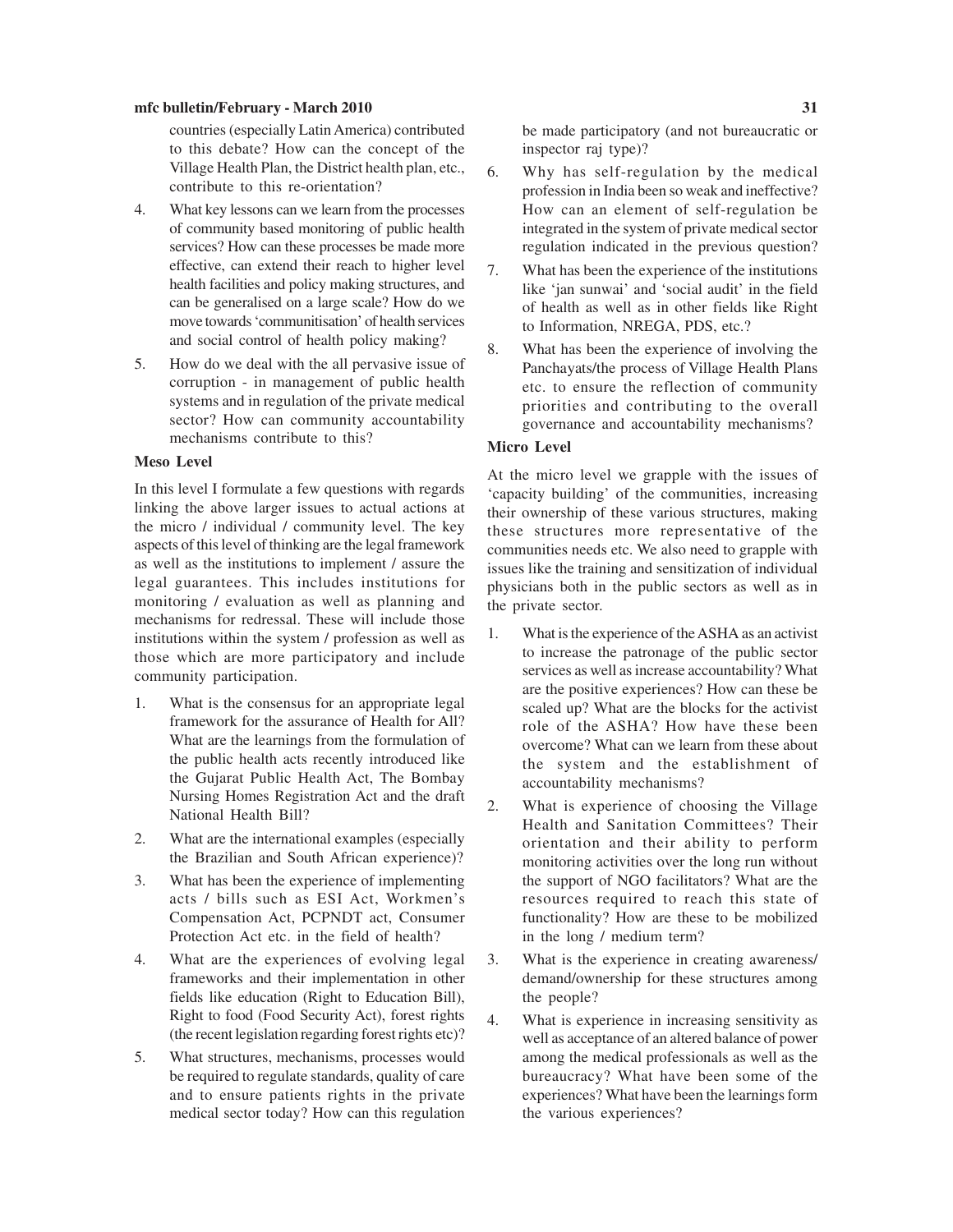countries (especially Latin America) contributed to this debate? How can the concept of the Village Health Plan, the District health plan, etc., contribute to this re-orientation?

4. What key lessons can we learn from the processes of community based monitoring of public health services? How can these processes be made more effective, can extend their reach to higher level health facilities and policy making structures, and can be generalised on a large scale? How do we move towards 'communitisation' of health services and social control of health policy making?

5. How do we deal with the all pervasive issue of corruption - in management of public health systems and in regulation of the private medical sector? How can community accountability mechanisms contribute to this?

### Meso Level

In this level I formulate a few questions with regards linking the above larger issues to actual actions at the micro / individual / community level. The key aspects of this level of thinking are the legal framework as well as the institutions to implement / assure the legal guarantees. This includes institutions for monitoring / evaluation as well as planning and mechanisms for redressal. These will include those institutions within the system / profession as well as those which are more participatory and include community participation.

1. What is the consensus for an appropriate legal framework for the assurance of Health for All? What are the learnings from the formulation of the public health acts recently introduced like the Gujarat Public Health Act, The Bombay Nursing Homes Registration Act and the draft National Health Bill?

2. What are the international examples (especially the Brazilian and South African experience)?

3. What has been the experience of implementing acts / bills such as ESI Act, Workmen's Compensation Act, PCPNDT act, Consumer Protection Act etc. in the field of health?

4. What are the experiences of evolving legal frameworks and their implementation in other fields like education (Right to Education Bill), Right to food (Food Security Act), forest rights (the recent legislation regarding forest rights etc)?

5. What structures, mechanisms, processes would be required to regulate standards, quality of care and to ensure patients rights in the private medical sector today? How can this regulation be made participatory (and not bureaucratic or inspector raj type)?

6. Why has self-regulation by the medical profession in India been so weak and ineffective? How can an element of self-regulation be integrated in the system of private medical sector regulation indicated in the previous question?

7. What has been the experience of the institutions like 'jan sunwai' and 'social audit' in the field of health as well as in other fields like Right to Information, NREGA, PDS, etc.?

8. What has been the experience of involving the Panchayats/the process of Village Health Plans etc. to ensure the reflection of community priorities and contributing to the overall governance and accountability mechanisms?

### Micro Level

At the micro level we grapple with the issues of 'capacity building' of the communities, increasing their ownership of these various structures, making these structures more representative of the communities needs etc. We also need to grapple with issues like the training and sensitization of individual physicians both in the public sectors as well as in the private sector.

1. What is the experience of the ASHA as an activist to increase the patronage of the public sector services as well as increase accountability? What are the positive experiences? How can these be scaled up? What are the blocks for the activist role of the ASHA? How have these been overcome? What can we learn from these about the system and the establishment of accountability mechanisms?

2. What is experience of choosing the Village Health and Sanitation Committees? Their orientation and their ability to perform monitoring activities over the long run without the support of NGO facilitators? What are the resources required to reach this state of functionality? How are these to be mobilized in the long / medium term?

3. What is the experience in creating awareness/ demand/ownership for these structures among the people?

4. What is experience in increasing sensitivity as well as acceptance of an altered balance of power among the medical professionals as well as the bureaucracy? What have been some of the experiences? What have been the learnings form the various experiences?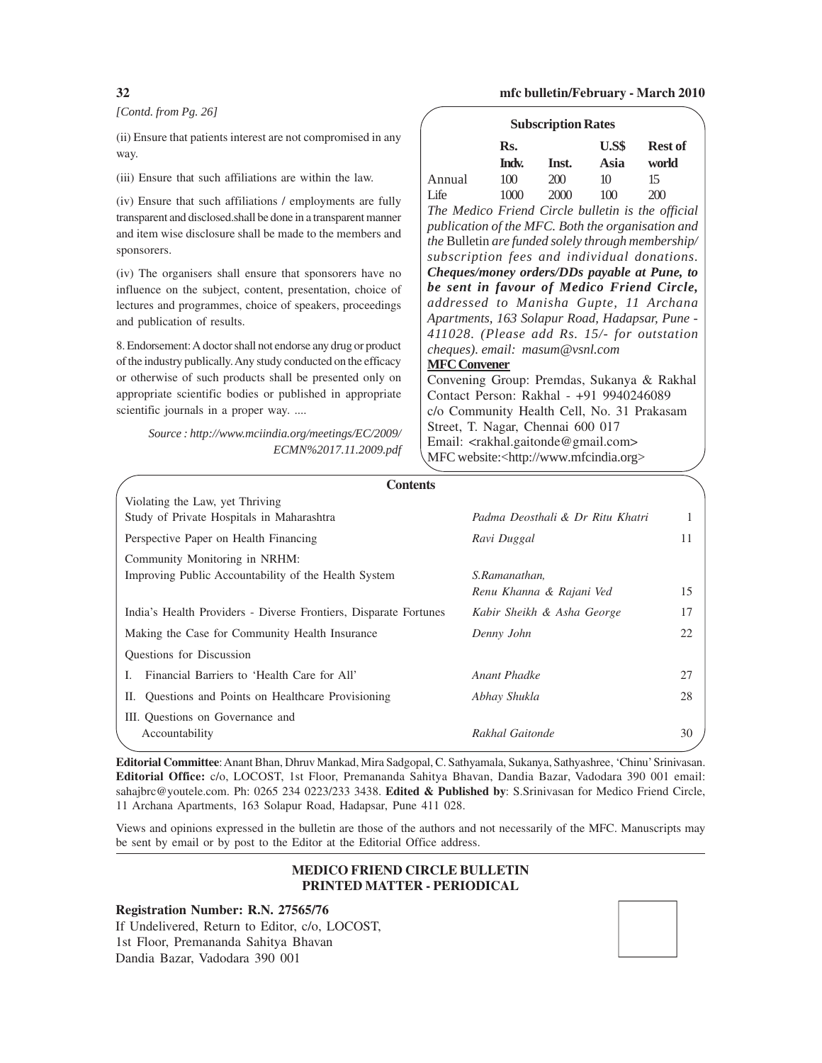[Contd. from Pg. 26]

(ii) Ensure that patients interest are not compromised in any way.

(iii) Ensure that such affiliations are within the law.

(iv) Ensure that such affiliations / employments are fully transparent and disclosed.shall be done in a transparent manner and item wise disclosure shall be made to the members and sponsorers.

(iv) The organisers shall ensure that sponsorers have no influence on the subject, content, presentation, choice of lectures and programmes, choice of speakers, proceedings and publication of results.

8. Endorsement: A doctor shall not endorse any drug or product of the industry publically. Any study conducted on the efficacy or otherwise of such products shall be presented only on appropriate scientific bodies or published in appropriate scientific journals in a proper way. ....

*Source : http://www.mciindia.org/meetings/EC/2009/ECMN%2017.11.2009.pdf*

**Subscription Rates**

| | Rs. Indv. | Inst. | U.S$ Asia | Rest of world |
|---|---|---|---|---|
| Annual | 100 | 200 | 10 | 15 |
| Life | 1000 | 2000 | 100 | 200 |

*The Medico Friend Circle bulletin is the official publication of the MFC. Both the organisation and the* Bulletin *are funded solely through membership/ subscription fees and individual donations.* ***Cheques/money orders/DDs payable at Pune, to be sent in favour of Medico Friend Circle,*** *addressed to Manisha Gupte, 11 Archana Apartments, 163 Solapur Road, Hadapsar, Pune - 411028. (Please add Rs. 15/- for outstation cheques). email: masum@vsnl.com*

**MFC Convener**

Convening Group: Premdas, Sukanya & Rakhal
Contact Person: Rakhal - +91 9940246089
c/o Community Health Cell, No. 31 Prakasam Street, T. Nagar, Chennai 600 017
Email: <rakhal.gaitonde@gmail.com>
MFC website:<http://www.mfcindia.org>

**Contents**

| | | |
|---|---|---|
| Violating the Law, yet Thriving<br>Study of Private Hospitals in Maharashtra | *Padma Deosthali & Dr Ritu Khatri* | 1 |
| Perspective Paper on Health Financing | *Ravi Duggal* | 11 |
| Community Monitoring in NRHM:<br>Improving Public Accountability of the Health System | *S.Ramanathan, Renu Khanna & Rajani Ved* | 15 |
| India's Health Providers - Diverse Frontiers, Disparate Fortunes | *Kabir Sheikh & Asha George* | 17 |
| Making the Case for Community Health Insurance | *Denny John* | 22 |
| Questions for Discussion | | |
| I. Financial Barriers to 'Health Care for All' | *Anant Phadke* | 27 |
| II. Questions and Points on Healthcare Provisioning | *Abhay Shukla* | 28 |
| III. Questions on Governance and Accountability | *Rakhal Gaitonde* | 30 |

**Editorial Committee**: Anant Bhan, Dhruv Mankad, Mira Sadgopal, C. Sathyamala, Sukanya, Sathyashree, 'Chinu' Srinivasan. **Editorial Office:** c/o, LOCOST, 1st Floor, Premananda Sahitya Bhavan, Dandia Bazar, Vadodara 390 001 email: sahajbrc@youtele.com. Ph: 0265 234 0223/233 3438. **Edited & Published by**: S.Srinivasan for Medico Friend Circle, 11 Archana Apartments, 163 Solapur Road, Hadapsar, Pune 411 028.

Views and opinions expressed in the bulletin are those of the authors and not necessarily of the MFC. Manuscripts may be sent by email or by post to the Editor at the Editorial Office address.

**MEDICO FRIEND CIRCLE BULLETIN**
**PRINTED MATTER - PERIODICAL**

**Registration Number: R.N. 27565/76**
If Undelivered, Return to Editor, c/o, LOCOST,
1st Floor, Premananda Sahitya Bhavan
Dandia Bazar, Vadodara 390 001